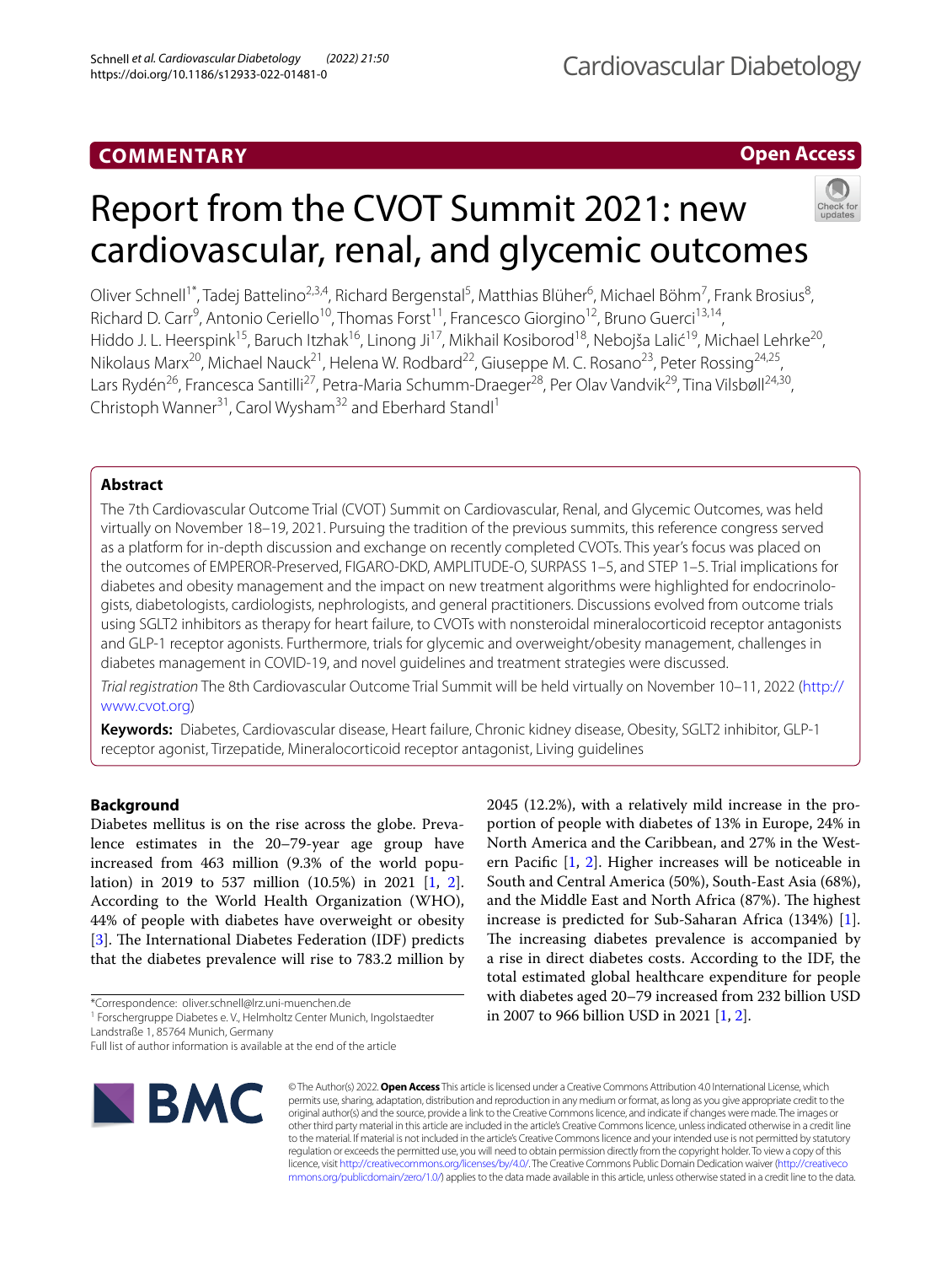COMMENTARY

Open Access

# Report from the CVOT Summit 2021: new cardiovascular, renal, and glycemic outcomes

Oliver Schnell[1*], Tadej Battelino[2,3,4], Richard Bergenstal[5], Matthias Blüher[6], Michael Böhm[7], Frank Brosius[8], Richard D. Carr[9], Antonio Ceriello[10], Thomas Forst[11], Francesco Giorgino[12], Bruno Guerci[13,14], Hiddo J. L. Heerspink[15], Baruch Itzhak[16], Linong Ji[17], Mikhail Kosiborod[18], Nebojša Lalić[19], Michael Lehrke[20], Nikolaus Marx[20], Michael Nauck[21], Helena W. Rodbard[22], Giuseppe M. C. Rosano[23], Peter Rossing[24,25], Lars Rydén[26], Francesca Santilli[27], Petra-Maria Schumm-Draeger[28], Per Olav Vandvik[29], Tina Vilsbøll[24,30], Christoph Wanner[31], Carol Wysham[32] and Eberhard Standl[1]

## Abstract

The 7th Cardiovascular Outcome Trial (CVOT) Summit on Cardiovascular, Renal, and Glycemic Outcomes, was held virtually on November 18–19, 2021. Pursuing the tradition of the previous summits, this reference congress served as a platform for in-depth discussion and exchange on recently completed CVOTs. This year's focus was placed on the outcomes of EMPEROR-Preserved, FIGARO-DKD, AMPLITUDE-O, SURPASS 1–5, and STEP 1–5. Trial implications for diabetes and obesity management and the impact on new treatment algorithms were highlighted for endocrinologists, diabetologists, cardiologists, nephrologists, and general practitioners. Discussions evolved from outcome trials using SGLT2 inhibitors as therapy for heart failure, to CVOTs with nonsteroidal mineralocorticoid receptor antagonists and GLP-1 receptor agonists. Furthermore, trials for glycemic and overweight/obesity management, challenges in diabetes management in COVID-19, and novel guidelines and treatment strategies were discussed.

*Trial registration* The 8th Cardiovascular Outcome Trial Summit will be held virtually on November 10–11, 2022 (http://www.cvot.org)

**Keywords:** Diabetes, Cardiovascular disease, Heart failure, Chronic kidney disease, Obesity, SGLT2 inhibitor, GLP-1 receptor agonist, Tirzepatide, Mineralocorticoid receptor antagonist, Living guidelines

## Background

Diabetes mellitus is on the rise across the globe. Prevalence estimates in the 20–79-year age group have increased from 463 million (9.3% of the world population) in 2019 to 537 million (10.5%) in 2021 [1, 2]. According to the World Health Organization (WHO), 44% of people with diabetes have overweight or obesity [3]. The International Diabetes Federation (IDF) predicts that the diabetes prevalence will rise to 783.2 million by 2045 (12.2%), with a relatively mild increase in the proportion of people with diabetes of 13% in Europe, 24% in North America and the Caribbean, and 27% in the Western Pacific [1, 2]. Higher increases will be noticeable in South and Central America (50%), South-East Asia (68%), and the Middle East and North Africa (87%). The highest increase is predicted for Sub-Saharan Africa (134%) [1]. The increasing diabetes prevalence is accompanied by a rise in direct diabetes costs. According to the IDF, the total estimated global healthcare expenditure for people with diabetes aged 20–79 increased from 232 billion USD in 2007 to 966 billion USD in 2021 [1, 2].

*Correspondence: oliver.schnell@lrz.uni-muenchen.de

[1] Forschergruppe Diabetes e. V., Helmholtz Center Munich, Ingolstaedter Landstraße 1, 85764 Munich, Germany

Full list of author information is available at the end of the article

© The Author(s) 2022. **Open Access** This article is licensed under a Creative Commons Attribution 4.0 International License, which permits use, sharing, adaptation, distribution and reproduction in any medium or format, as long as you give appropriate credit to the original author(s) and the source, provide a link to the Creative Commons licence, and indicate if changes were made. The images or other third party material in this article are included in the article's Creative Commons licence, unless indicated otherwise in a credit line to the material. If material is not included in the article's Creative Commons licence and your intended use is not permitted by statutory regulation or exceeds the permitted use, you will need to obtain permission directly from the copyright holder. To view a copy of this licence, visit http://creativecommons.org/licenses/by/4.0/. The Creative Commons Public Domain Dedication waiver (http://creativecommons.org/publicdomain/zero/1.0/) applies to the data made available in this article, unless otherwise stated in a credit line to the data.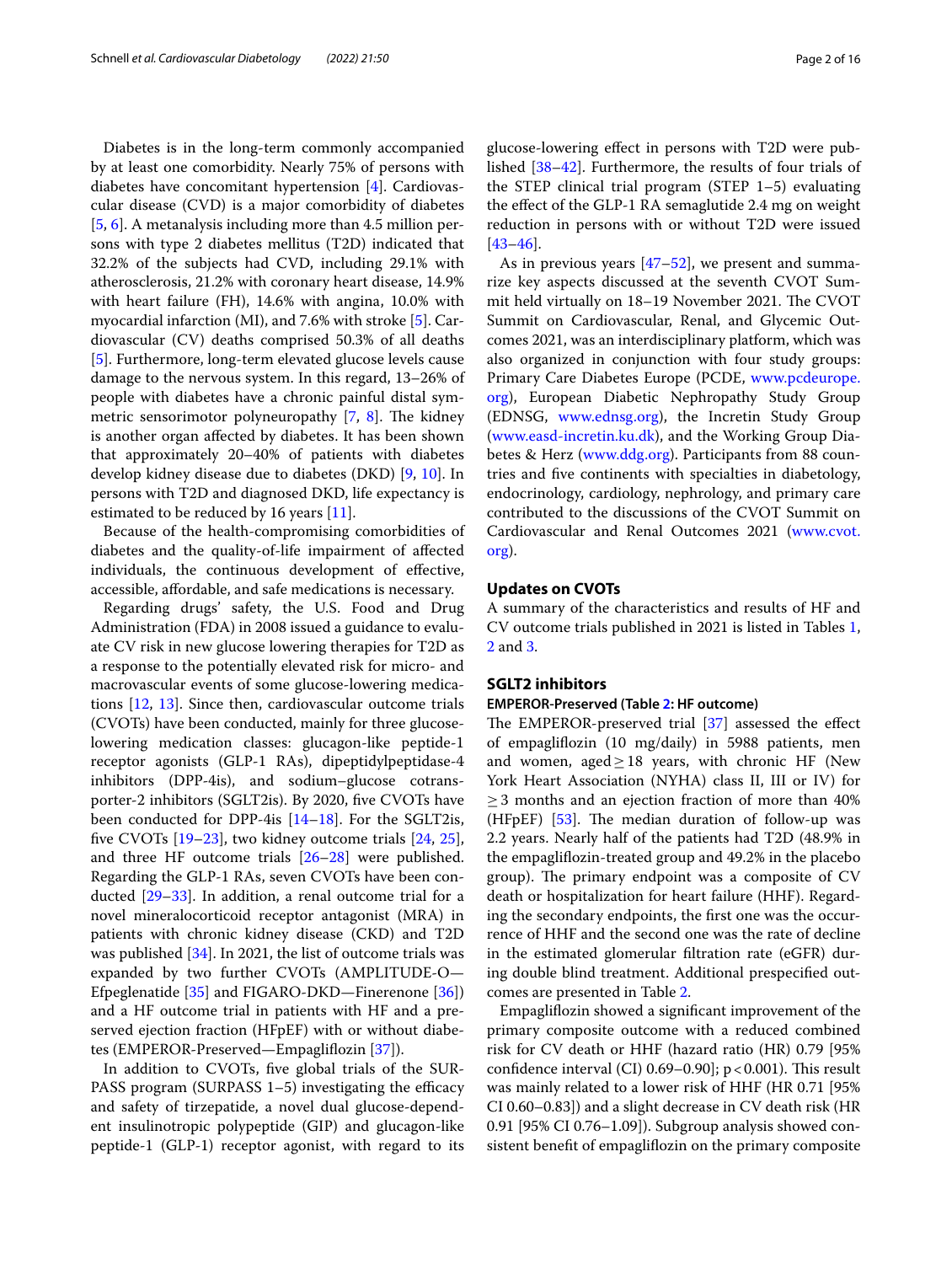Diabetes is in the long-term commonly accompanied by at least one comorbidity. Nearly 75% of persons with diabetes have concomitant hypertension [4]. Cardiovascular disease (CVD) is a major comorbidity of diabetes [5, 6]. A metanalysis including more than 4.5 million persons with type 2 diabetes mellitus (T2D) indicated that 32.2% of the subjects had CVD, including 29.1% with atherosclerosis, 21.2% with coronary heart disease, 14.9% with heart failure (FH), 14.6% with angina, 10.0% with myocardial infarction (MI), and 7.6% with stroke [5]. Cardiovascular (CV) deaths comprised 50.3% of all deaths [5]. Furthermore, long-term elevated glucose levels cause damage to the nervous system. In this regard, 13–26% of people with diabetes have a chronic painful distal symmetric sensorimotor polyneuropathy [7, 8]. The kidney is another organ affected by diabetes. It has been shown that approximately 20–40% of patients with diabetes develop kidney disease due to diabetes (DKD) [9, 10]. In persons with T2D and diagnosed DKD, life expectancy is estimated to be reduced by 16 years [11].

Because of the health-compromising comorbidities of diabetes and the quality-of-life impairment of affected individuals, the continuous development of effective, accessible, affordable, and safe medications is necessary.

Regarding drugs' safety, the U.S. Food and Drug Administration (FDA) in 2008 issued a guidance to evaluate CV risk in new glucose lowering therapies for T2D as a response to the potentially elevated risk for micro- and macrovascular events of some glucose-lowering medications [12, 13]. Since then, cardiovascular outcome trials (CVOTs) have been conducted, mainly for three glucose-lowering medication classes: glucagon-like peptide-1 receptor agonists (GLP-1 RAs), dipeptidylpeptidase-4 inhibitors (DPP-4is), and sodium–glucose cotransporter-2 inhibitors (SGLT2is). By 2020, five CVOTs have been conducted for DPP-4is [14–18]. For the SGLT2is, five CVOTs [19–23], two kidney outcome trials [24, 25], and three HF outcome trials [26–28] were published. Regarding the GLP-1 RAs, seven CVOTs have been conducted [29–33]. In addition, a renal outcome trial for a novel mineralocorticoid receptor antagonist (MRA) in patients with chronic kidney disease (CKD) and T2D was published [34]. In 2021, the list of outcome trials was expanded by two further CVOTs (AMPLITUDE-O—Efpeglenatide [35] and FIGARO-DKD—Finerenone [36]) and a HF outcome trial in patients with HF and a preserved ejection fraction (HFpEF) with or without diabetes (EMPEROR-Preserved—Empagliflozin [37]).

In addition to CVOTs, five global trials of the SURPASS program (SURPASS 1–5) investigating the efficacy and safety of tirzepatide, a novel dual glucose-dependent insulinotropic polypeptide (GIP) and glucagon-like peptide-1 (GLP-1) receptor agonist, with regard to its glucose-lowering effect in persons with T2D were published [38–42]. Furthermore, the results of four trials of the STEP clinical trial program (STEP 1–5) evaluating the effect of the GLP-1 RA semaglutide 2.4 mg on weight reduction in persons with or without T2D were issued [43–46].

As in previous years [47–52], we present and summarize key aspects discussed at the seventh CVOT Summit held virtually on 18–19 November 2021. The CVOT Summit on Cardiovascular, Renal, and Glycemic Outcomes 2021, was an interdisciplinary platform, which was also organized in conjunction with four study groups: Primary Care Diabetes Europe (PCDE, www.pcdeurope.org), European Diabetic Nephropathy Study Group (EDNSG, www.ednsg.org), the Incretin Study Group (www.easd-incretin.ku.dk), and the Working Group Diabetes & Herz (www.ddg.org). Participants from 88 countries and five continents with specialties in diabetology, endocrinology, cardiology, nephrology, and primary care contributed to the discussions of the CVOT Summit on Cardiovascular and Renal Outcomes 2021 (www.cvot.org).

## Updates on CVOTs

A summary of the characteristics and results of HF and CV outcome trials published in 2021 is listed in Tables 1, 2 and 3.

## SGLT2 inhibitors

### EMPEROR-Preserved (Table 2: HF outcome)

The EMPEROR-preserved trial [37] assessed the effect of empagliflozin (10 mg/daily) in 5988 patients, men and women, aged ≥ 18 years, with chronic HF (New York Heart Association (NYHA) class II, III or IV) for ≥ 3 months and an ejection fraction of more than 40% (HFpEF) [53]. The median duration of follow-up was 2.2 years. Nearly half of the patients had T2D (48.9% in the empagliflozin-treated group and 49.2% in the placebo group). The primary endpoint was a composite of CV death or hospitalization for heart failure (HHF). Regarding the secondary endpoints, the first one was the occurrence of HHF and the second one was the rate of decline in the estimated glomerular filtration rate (eGFR) during double blind treatment. Additional prespecified outcomes are presented in Table 2.

Empagliflozin showed a significant improvement of the primary composite outcome with a reduced combined risk for CV death or HHF (hazard ratio (HR) 0.79 [95% confidence interval (CI) 0.69–0.90]; $p < 0.001$). This result was mainly related to a lower risk of HHF (HR 0.71 [95% CI 0.60–0.83]) and a slight decrease in CV death risk (HR 0.91 [95% CI 0.76–1.09]). Subgroup analysis showed consistent benefit of empagliflozin on the primary composite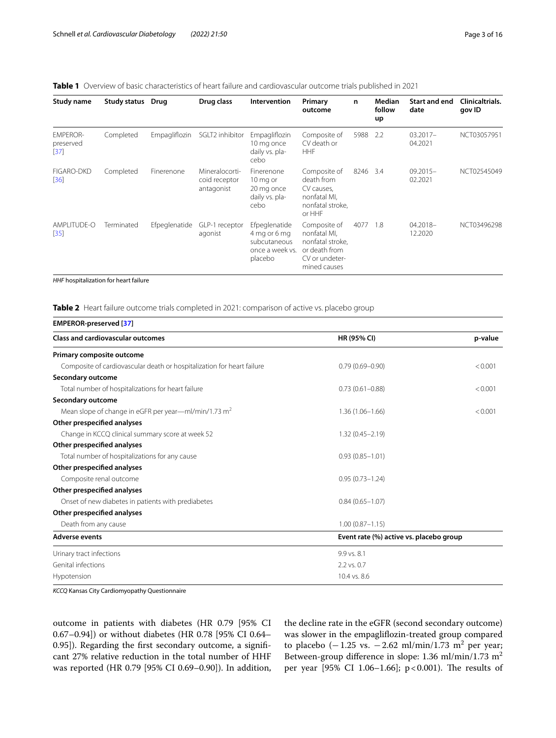**Table 1** Overview of basic characteristics of heart failure and cardiovascular outcome trials published in 2021

| Study name | Study status | Drug | Drug class | Intervention | Primary outcome | n | Median follow up | Start and end date | Clinicaltrials.gov ID |
|---|---|---|---|---|---|---|---|---|---|
| EMPEROR-preserved [37] | Completed | Empagliflozin | SGLT2 inhibitor | Empagliflozin 10 mg once daily vs. placebo | Composite of CV death or HHF | 5988 | 2.2 | 03.2017–04.2021 | NCT03057951 |
| FIGARO-DKD [36] | Completed | Finerenone | Mineralocorticoid receptor antagonist | Finerenone 10 mg or 20 mg once daily vs. placebo | Composite of death from CV causes, nonfatal MI, nonfatal stroke, or HHF | 8246 | 3.4 | 09.2015–02.2021 | NCT02545049 |
| AMPLITUDE-O [35] | Terminated | Efpeglenatide | GLP-1 receptor agonist | Efpeglenatide 4 mg or 6 mg subcutaneous once a week vs. placebo | Composite of nonfatal MI, nonfatal stroke, or death from CV or undetermined causes | 4077 | 1.8 | 04.2018–12.2020 | NCT03496298 |

*HHF* hospitalization for heart failure

**Table 2** Heart failure outcome trials completed in 2021: comparison of active vs. placebo group

| **EMPEROR-preserved [37]** | | |
|---|---|---|
| **Class and cardiovascular outcomes** | **HR (95% CI)** | **p-value** |
| **Primary composite outcome** | | |
| Composite of cardiovascular death or hospitalization for heart failure | 0.79 (0.69–0.90) | < 0.001 |
| **Secondary outcome** | | |
| Total number of hospitalizations for heart failure | 0.73 (0.61–0.88) | < 0.001 |
| **Secondary outcome** | | |
| Mean slope of change in eGFR per year—ml/min/1.73 $m^2$ | 1.36 (1.06–1.66) | < 0.001 |
| **Other prespecified analyses** | | |
| Change in KCCQ clinical summary score at week 52 | 1.32 (0.45–2.19) | |
| **Other prespecified analyses** | | |
| Total number of hospitalizations for any cause | 0.93 (0.85–1.01) | |
| **Other prespecified analyses** | | |
| Composite renal outcome | 0.95 (0.73–1.24) | |
| **Other prespecified analyses** | | |
| Onset of new diabetes in patients with prediabetes | 0.84 (0.65–1.07) | |
| **Other prespecified analyses** | | |
| Death from any cause | 1.00 (0.87–1.15) | |
| **Adverse events** | **Event rate (%) active vs. placebo group** | |
| Urinary tract infections | 9.9 vs. 8.1 | |
| Genital infections | 2.2 vs. 0.7 | |
| Hypotension | 10.4 vs. 8.6 | |

*KCCQ* Kansas City Cardiomyopathy Questionnaire

outcome in patients with diabetes (HR 0.79 [95% CI 0.67–0.94]) or without diabetes (HR 0.78 [95% CI 0.64–0.95]). Regarding the first secondary outcome, a significant 27% relative reduction in the total number of HHF was reported (HR 0.79 [95% CI 0.69–0.90]). In addition, the decline rate in the eGFR (second secondary outcome) was slower in the empagliflozin-treated group compared to placebo (−1.25 vs. −2.62 ml/min/1.73 $m^2$ per year; Between-group difference in slope: 1.36 ml/min/1.73 $m^2$ per year [95% CI 1.06–1.66]; $p<0.001$). The results of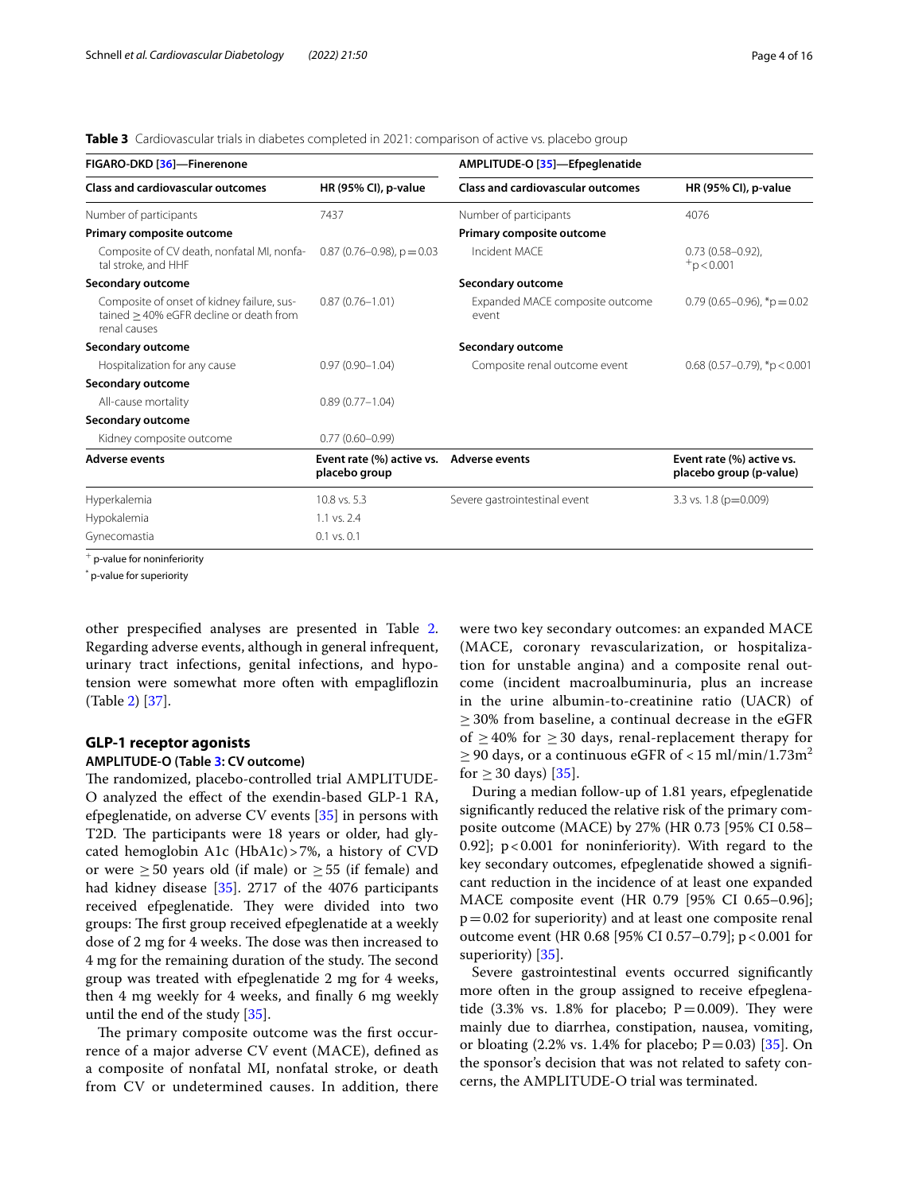**Table 3** Cardiovascular trials in diabetes completed in 2021: comparison of active vs. placebo group

| FIGARO-DKD [36]—Finerenone | | AMPLITUDE-O [35]—Efpeglenatide | |
|---|---|---|---|
| **Class and cardiovascular outcomes** | **HR (95% CI), p-value** | **Class and cardiovascular outcomes** | **HR (95% CI), p-value** |
| Number of participants | 7437 | Number of participants | 4076 |
| **Primary composite outcome** | | **Primary composite outcome** | |
| Composite of CV death, nonfatal MI, nonfatal stroke, and HHF | 0.87 (0.76–0.98), p = 0.03 | Incident MACE | 0.73 (0.58–0.92), +p < 0.001 |
| **Secondary outcome** | | **Secondary outcome** | |
| Composite of onset of kidney failure, sustained ≥ 40% eGFR decline or death from renal causes | 0.87 (0.76–1.01) | Expanded MACE composite outcome event | 0.79 (0.65–0.96), *p = 0.02 |
| **Secondary outcome** | | **Secondary outcome** | |
| Hospitalization for any cause | 0.97 (0.90–1.04) | Composite renal outcome event | 0.68 (0.57–0.79), *p < 0.001 |
| **Secondary outcome** | | | |
| All-cause mortality | 0.89 (0.77–1.04) | | |
| **Secondary outcome** | | | |
| Kidney composite outcome | 0.77 (0.60–0.99) | | |
| **Adverse events** | **Event rate (%) active vs. placebo group** | **Adverse events** | **Event rate (%) active vs. placebo group (p-value)** |
| Hyperkalemia | 10.8 vs. 5.3 | Severe gastrointestinal event | 3.3 vs. 1.8 (p=0.009) |
| Hypokalemia | 1.1 vs. 2.4 | | |
| Gynecomastia | 0.1 vs. 0.1 | | |

+ p-value for noninferiority

\* p-value for superiority

other prespecified analyses are presented in Table 2. Regarding adverse events, although in general infrequent, urinary tract infections, genital infections, and hypotension were somewhat more often with empagliflozin (Table 2) [37].

## GLP-1 receptor agonists

### AMPLITUDE-O (Table 3: CV outcome)

The randomized, placebo-controlled trial AMPLITUDE-O analyzed the effect of the exendin-based GLP-1 RA, efpeglenatide, on adverse CV events [35] in persons with T2D. The participants were 18 years or older, had glycated hemoglobin A1c (HbA1c) > 7%, a history of CVD or were ≥ 50 years old (if male) or ≥ 55 (if female) and had kidney disease [35]. 2717 of the 4076 participants received efpeglenatide. They were divided into two groups: The first group received efpeglenatide at a weekly dose of 2 mg for 4 weeks. The dose was then increased to 4 mg for the remaining duration of the study. The second group was treated with efpeglenatide 2 mg for 4 weeks, then 4 mg weekly for 4 weeks, and finally 6 mg weekly until the end of the study [35].

The primary composite outcome was the first occurrence of a major adverse CV event (MACE), defined as a composite of nonfatal MI, nonfatal stroke, or death from CV or undetermined causes. In addition, there were two key secondary outcomes: an expanded MACE (MACE, coronary revascularization, or hospitalization for unstable angina) and a composite renal outcome (incident macroalbuminuria, plus an increase in the urine albumin-to-creatinine ratio (UACR) of ≥ 30% from baseline, a continual decrease in the eGFR of ≥ 40% for ≥ 30 days, renal-replacement therapy for ≥ 90 days, or a continuous eGFR of < 15 ml/min/1.73m$^2$ for ≥ 30 days) [35].

During a median follow-up of 1.81 years, efpeglenatide significantly reduced the relative risk of the primary composite outcome (MACE) by 27% (HR 0.73 [95% CI 0.58–0.92]; p < 0.001 for noninferiority). With regard to the key secondary outcomes, efpeglenatide showed a significant reduction in the incidence of at least one expanded MACE composite event (HR 0.79 [95% CI 0.65–0.96]; p = 0.02 for superiority) and at least one composite renal outcome event (HR 0.68 [95% CI 0.57–0.79]; p < 0.001 for superiority) [35].

Severe gastrointestinal events occurred significantly more often in the group assigned to receive efpeglenatide (3.3% vs. 1.8% for placebo; P = 0.009). They were mainly due to diarrhea, constipation, nausea, vomiting, or bloating (2.2% vs. 1.4% for placebo; P = 0.03) [35]. On the sponsor's decision that was not related to safety concerns, the AMPLITUDE-O trial was terminated.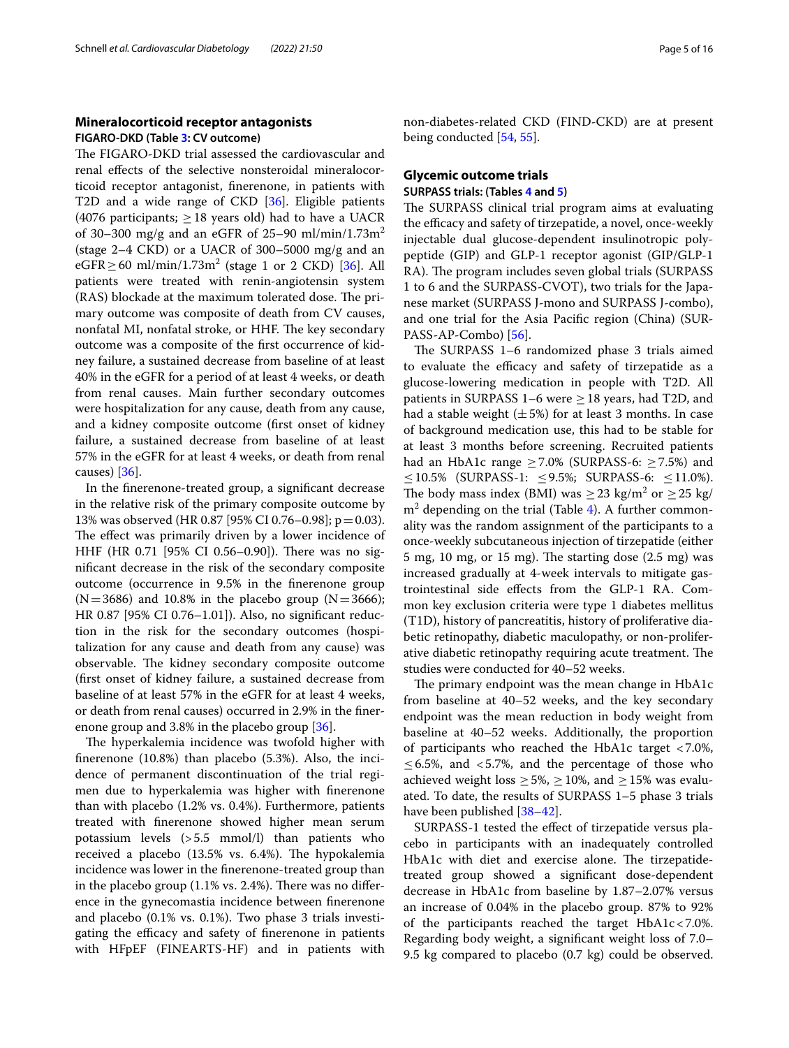## Mineralocorticoid receptor antagonists

### FIGARO-DKD (Table 3: CV outcome)

The FIGARO-DKD trial assessed the cardiovascular and renal effects of the selective nonsteroidal mineralocorticoid receptor antagonist, finerenone, in patients with T2D and a wide range of CKD [36]. Eligible patients (4076 participants; ≥ 18 years old) had to have a UACR of 30–300 mg/g and an eGFR of 25–90 ml/min/1.73m$^2$ (stage 2–4 CKD) or a UACR of 300–5000 mg/g and an eGFR ≥ 60 ml/min/1.73m$^2$ (stage 1 or 2 CKD) [36]. All patients were treated with renin-angiotensin system (RAS) blockade at the maximum tolerated dose. The primary outcome was composite of death from CV causes, nonfatal MI, nonfatal stroke, or HHF. The key secondary outcome was a composite of the first occurrence of kidney failure, a sustained decrease from baseline of at least 40% in the eGFR for a period of at least 4 weeks, or death from renal causes. Main further secondary outcomes were hospitalization for any cause, death from any cause, and a kidney composite outcome (first onset of kidney failure, a sustained decrease from baseline of at least 57% in the eGFR for at least 4 weeks, or death from renal causes) [36].

In the finerenone-treated group, a significant decrease in the relative risk of the primary composite outcome by 13% was observed (HR 0.87 [95% CI 0.76–0.98]; p = 0.03). The effect was primarily driven by a lower incidence of HHF (HR 0.71 [95% CI 0.56–0.90]). There was no significant decrease in the risk of the secondary composite outcome (occurrence in 9.5% in the finerenone group (N = 3686) and 10.8% in the placebo group (N = 3666); HR 0.87 [95% CI 0.76–1.01]). Also, no significant reduction in the risk for the secondary outcomes (hospitalization for any cause and death from any cause) was observable. The kidney secondary composite outcome (first onset of kidney failure, a sustained decrease from baseline of at least 57% in the eGFR for at least 4 weeks, or death from renal causes) occurred in 2.9% in the finerenone group and 3.8% in the placebo group [36].

The hyperkalemia incidence was twofold higher with finerenone (10.8%) than placebo (5.3%). Also, the incidence of permanent discontinuation of the trial regimen due to hyperkalemia was higher with finerenone than with placebo (1.2% vs. 0.4%). Furthermore, patients treated with finerenone showed higher mean serum potassium levels (> 5.5 mmol/l) than patients who received a placebo (13.5% vs. 6.4%). The hypokalemia incidence was lower in the finerenone-treated group than in the placebo group (1.1% vs. 2.4%). There was no difference in the gynecomastia incidence between finerenone and placebo (0.1% vs. 0.1%). Two phase 3 trials investigating the efficacy and safety of finerenone in patients with HFpEF (FINEARTS-HF) and in patients with non-diabetes-related CKD (FIND-CKD) are at present being conducted [54, 55].

## Glycemic outcome trials

### SURPASS trials: (Tables 4 and 5)

The SURPASS clinical trial program aims at evaluating the efficacy and safety of tirzepatide, a novel, once-weekly injectable dual glucose-dependent insulinotropic polypeptide (GIP) and GLP-1 receptor agonist (GIP/GLP-1 RA). The program includes seven global trials (SURPASS 1 to 6 and the SURPASS-CVOT), two trials for the Japanese market (SURPASS J-mono and SURPASS J-combo), and one trial for the Asia Pacific region (China) (SURPASS-AP-Combo) [56].

The SURPASS 1–6 randomized phase 3 trials aimed to evaluate the efficacy and safety of tirzepatide as a glucose-lowering medication in people with T2D. All patients in SURPASS 1–6 were ≥ 18 years, had T2D, and had a stable weight (± 5%) for at least 3 months. In case of background medication use, this had to be stable for at least 3 months before screening. Recruited patients had an HbA1c range ≥ 7.0% (SURPASS-6: ≥ 7.5%) and ≤ 10.5% (SURPASS-1: ≤ 9.5%; SURPASS-6: ≤ 11.0%). The body mass index (BMI) was ≥ 23 kg/m$^2$ or ≥ 25 kg/m$^2$ depending on the trial (Table 4). A further commonality was the random assignment of the participants to a once-weekly subcutaneous injection of tirzepatide (either 5 mg, 10 mg, or 15 mg). The starting dose (2.5 mg) was increased gradually at 4-week intervals to mitigate gastrointestinal side effects from the GLP-1 RA. Common key exclusion criteria were type 1 diabetes mellitus (T1D), history of pancreatitis, history of proliferative diabetic retinopathy, diabetic maculopathy, or non-proliferative diabetic retinopathy requiring acute treatment. The studies were conducted for 40–52 weeks.

The primary endpoint was the mean change in HbA1c from baseline at 40–52 weeks, and the key secondary endpoint was the mean reduction in body weight from baseline at 40–52 weeks. Additionally, the proportion of participants who reached the HbA1c target < 7.0%, ≤ 6.5%, and < 5.7%, and the percentage of those who achieved weight loss ≥ 5%, ≥ 10%, and ≥ 15% was evaluated. To date, the results of SURPASS 1–5 phase 3 trials have been published [38–42].

SURPASS-1 tested the effect of tirzepatide versus placebo in participants with an inadequately controlled HbA1c with diet and exercise alone. The tirzepatide-treated group showed a significant dose-dependent decrease in HbA1c from baseline by 1.87–2.07% versus an increase of 0.04% in the placebo group. 87% to 92% of the participants reached the target HbA1c < 7.0%. Regarding body weight, a significant weight loss of 7.0–9.5 kg compared to placebo (0.7 kg) could be observed.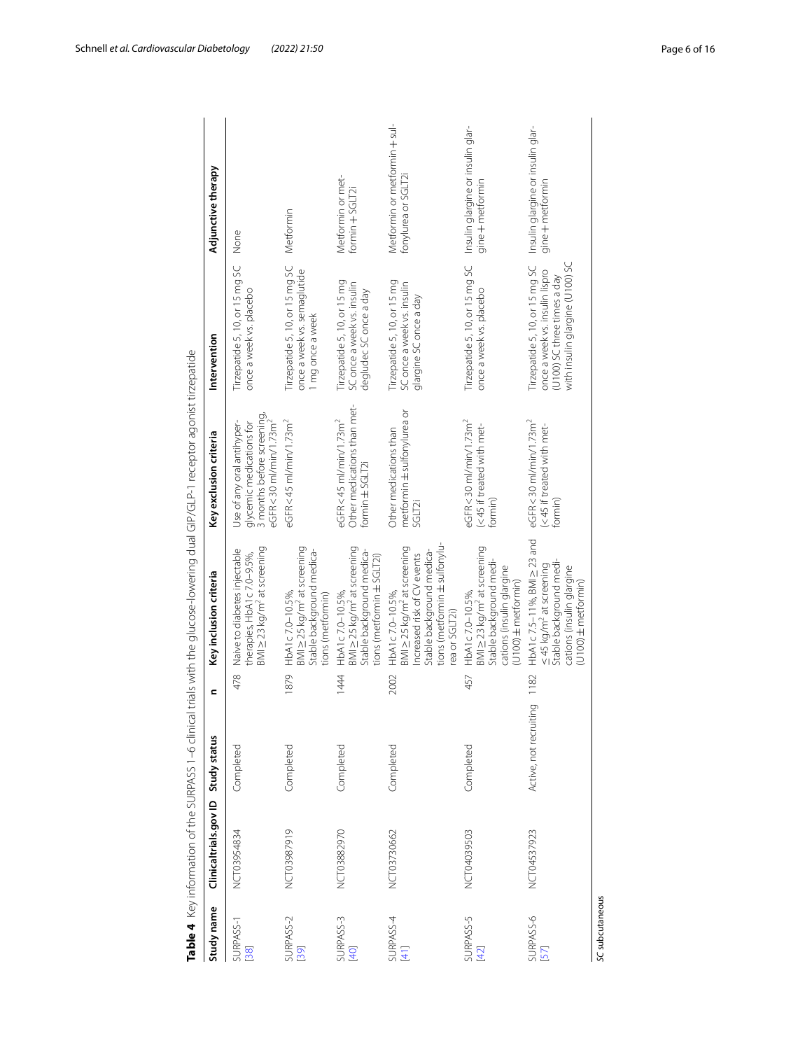**Table 4** Key information of the SURPASS 1–6 clinical trials with the glucose-lowering dual GIP/GLP-1 receptor agonist tirzepatide

| Study name | Clinicaltrials.gov ID | Study status | n | Key inclusion criteria | Key exclusion criteria | Intervention | Adjunctive therapy |
|---|---|---|---|---|---|---|---|
| SURPASS-1 [38] | NCT03954834 | Completed | 478 | Naive to diabetes injectable therapies, HbA1c 7.0–9.5%, BMI ≥ 23 kg/m$^2$ at screening | Use of any oral antihyperglycemic medications for 3 months before screening, eGFR < 30 ml/min/1.73m$^2$ | Tirzepatide 5, 10, or 15 mg SC once a week vs. placebo | None |
| SURPASS-2 [39] | NCT03987919 | Completed | 1879 | HbA1c 7.0–10.5%, BMI ≥ 25 kg/m$^2$ at screening Stable background medications (metformin) | eGFR < 45 ml/min/1.73m$^2$ | Tirzepatide 5, 10, or 15 mg SC once a week vs. semaglutide 1 mg once a week | Metformin |
| SURPASS-3 [40] | NCT03882970 | Completed | 1444 | HbA1c 7.0–10.5%, BMI ≥ 25 kg/m$^2$ at screening Stable background medications (metformin ± SGLT2i) | eGFR < 45 ml/min/1.73m$^2$ Other medications than metformin ± SGLT2i | Tirzepatide 5, 10, or 15 mg SC once a week vs. insulin degludec SC once a day | Metformin or metformin + SGLT2i |
| SURPASS-4 [41] | NCT03730662 | Completed | 2002 | HbA1c 7.0–10.5%, BMI ≥ 25 kg/m$^2$ at screening Increased risk of CV events Stable background medications (metformin ± sulfonylurea or SGLT2i) | Other medications than metformin ± sulfonylurea or SGLT2i | Tirzepatide 5, 10, or 15 mg SC once a week vs. insulin glargine SC once a day | Metformin or metformin + sulfonylurea or SGLT2i |
| SURPASS-5 [42] | NCT04039503 | Completed | 457 | HbA1c 7.0–10.5%, BMI ≥ 23 kg/m$^2$ at screening Stable background medications (insulin glargine (U100) ± metformin) | eGFR < 30 ml/min/1.73m$^2$ (< 45 if treated with metformin) | Tirzepatide 5, 10, or 15 mg SC once a week vs. placebo | Insulin glargine or insulin glargine + metformin |
| SURPASS-6 [57] | NCT04537923 | Active, not recruiting | 1182 | HbA1c 7.5–11%, BMI ≥ 23 and ≤ 45 kg/m$^2$ at screening Stable background medications (insulin glargine (U100) ± metformin) | eGFR < 30 ml/min/1.73m$^2$ (< 45 if treated with metformin) | Tirzepatide 5, 10, or 15 mg SC once a week vs. insulin lispro (U100) SC three times a day with insulin glargine (U100) SC | Insulin glargine or insulin glargine + metformin |

SC subcutaneous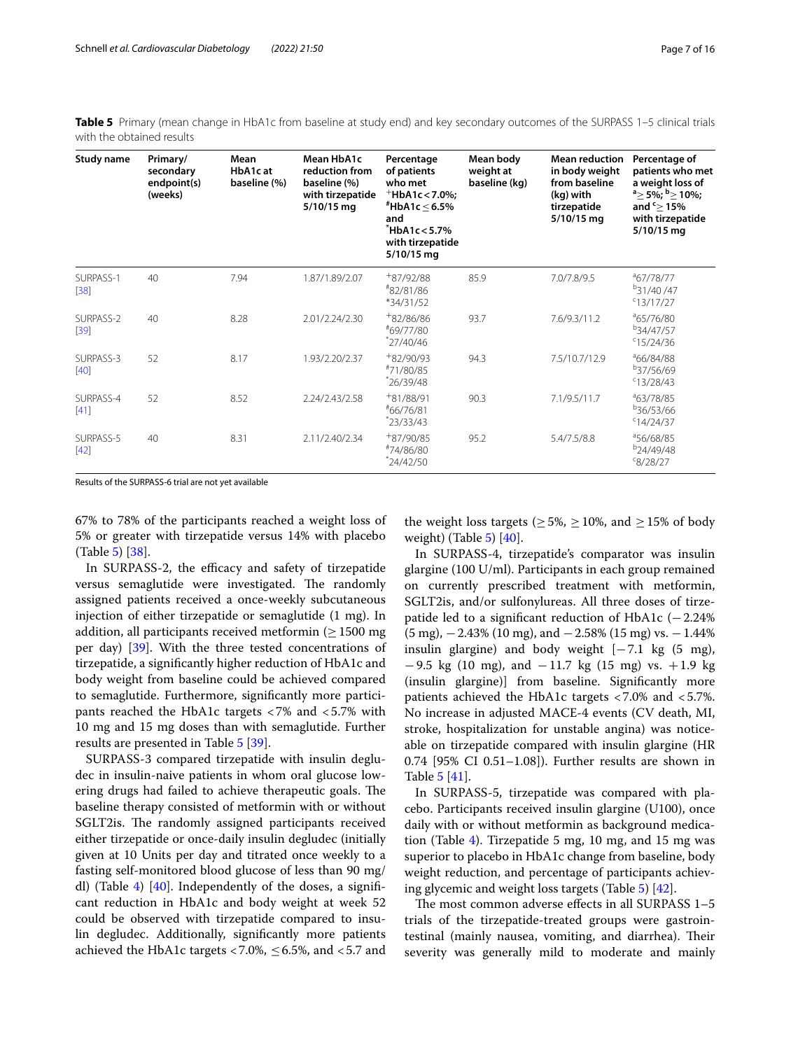**Table 5** Primary (mean change in HbA1c from baseline at study end) and key secondary outcomes of the SURPASS 1–5 clinical trials with the obtained results

| Study name | Primary/ secondary endpoint(s) (weeks) | Mean HbA1c at baseline (%) | Mean HbA1c reduction from baseline (%) with tirzepatide 5/10/15 mg | Percentage of patients who met $^{+}$HbA1c < 7.0%; $^{\#}$HbA1c ≤ 6.5% and $^{*}$HbA1c < 5.7% with tirzepatide 5/10/15 mg | Mean body weight at baseline (kg) | Mean reduction in body weight from baseline (kg) with tirzepatide 5/10/15 mg | Percentage of patients who met a weight loss of $^{a}$≥ 5%; $^{b}$≥ 10%; and $^{c}$≥ 15% with tirzepatide 5/10/15 mg |
|---|---|---|---|---|---|---|---|
| SURPASS-1 [38] | 40 | 7.94 | 1.87/1.89/2.07 | $^{+}$87/92/88 $^{\#}$82/81/86 $^{*}$34/31/52 | 85.9 | 7.0/7.8/9.5 | $^{a}$67/78/77 $^{b}$31/40 /47 $^{c}$13/17/27 |
| SURPASS-2 [39] | 40 | 8.28 | 2.01/2.24/2.30 | $^{+}$82/86/86 $^{\#}$69/77/80 $^{*}$27/40/46 | 93.7 | 7.6/9.3/11.2 | $^{a}$65/76/80 $^{b}$34/47/57 $^{c}$15/24/36 |
| SURPASS-3 [40] | 52 | 8.17 | 1.93/2.20/2.37 | $^{+}$82/90/93 $^{\#}$71/80/85 $^{*}$26/39/48 | 94.3 | 7.5/10.7/12.9 | $^{a}$66/84/88 $^{b}$37/56/69 $^{c}$13/28/43 |
| SURPASS-4 [41] | 52 | 8.52 | 2.24/2.43/2.58 | $^{+}$81/88/91 $^{\#}$66/76/81 $^{*}$23/33/43 | 90.3 | 7.1/9.5/11.7 | $^{a}$63/78/85 $^{b}$36/53/66 $^{c}$14/24/37 |
| SURPASS-5 [42] | 40 | 8.31 | 2.11/2.40/2.34 | $^{+}$87/90/85 $^{\#}$74/86/80 $^{*}$24/42/50 | 95.2 | 5.4/7.5/8.8 | $^{a}$56/68/85 $^{b}$24/49/48 $^{c}$8/28/27 |

Results of the SURPASS-6 trial are not yet available

67% to 78% of the participants reached a weight loss of 5% or greater with tirzepatide versus 14% with placebo (Table 5) [38].

In SURPASS-2, the efficacy and safety of tirzepatide versus semaglutide were investigated. The randomly assigned patients received a once-weekly subcutaneous injection of either tirzepatide or semaglutide (1 mg). In addition, all participants received metformin (≥ 1500 mg per day) [39]. With the three tested concentrations of tirzepatide, a significantly higher reduction of HbA1c and body weight from baseline could be achieved compared to semaglutide. Furthermore, significantly more participants reached the HbA1c targets < 7% and < 5.7% with 10 mg and 15 mg doses than with semaglutide. Further results are presented in Table 5 [39].

SURPASS-3 compared tirzepatide with insulin degludec in insulin-naive patients in whom oral glucose lowering drugs had failed to achieve therapeutic goals. The baseline therapy consisted of metformin with or without SGLT2is. The randomly assigned participants received either tirzepatide or once-daily insulin degludec (initially given at 10 Units per day and titrated once weekly to a fasting self-monitored blood glucose of less than 90 mg/dl) (Table 4) [40]. Independently of the doses, a significant reduction in HbA1c and body weight at week 52 could be observed with tirzepatide compared to insulin degludec. Additionally, significantly more patients achieved the HbA1c targets < 7.0%, ≤ 6.5%, and < 5.7 and the weight loss targets (≥ 5%, ≥ 10%, and ≥ 15% of body weight) (Table 5) [40].

In SURPASS-4, tirzepatide's comparator was insulin glargine (100 U/ml). Participants in each group remained on currently prescribed treatment with metformin, SGLT2is, and/or sulfonylureas. All three doses of tirzepatide led to a significant reduction of HbA1c (− 2.24% (5 mg), − 2.43% (10 mg), and − 2.58% (15 mg) vs. − 1.44% insulin glargine) and body weight [− 7.1 kg (5 mg), − 9.5 kg (10 mg), and − 11.7 kg (15 mg) vs. + 1.9 kg (insulin glargine)] from baseline. Significantly more patients achieved the HbA1c targets < 7.0% and < 5.7%. No increase in adjusted MACE-4 events (CV death, MI, stroke, hospitalization for unstable angina) was noticeable on tirzepatide compared with insulin glargine (HR 0.74 [95% CI 0.51–1.08]). Further results are shown in Table 5 [41].

In SURPASS-5, tirzepatide was compared with placebo. Participants received insulin glargine (U100), once daily with or without metformin as background medication (Table 4). Tirzepatide 5 mg, 10 mg, and 15 mg was superior to placebo in HbA1c change from baseline, body weight reduction, and percentage of participants achieving glycemic and weight loss targets (Table 5) [42].

The most common adverse effects in all SURPASS 1–5 trials of the tirzepatide-treated groups were gastrointestinal (mainly nausea, vomiting, and diarrhea). Their severity was generally mild to moderate and mainly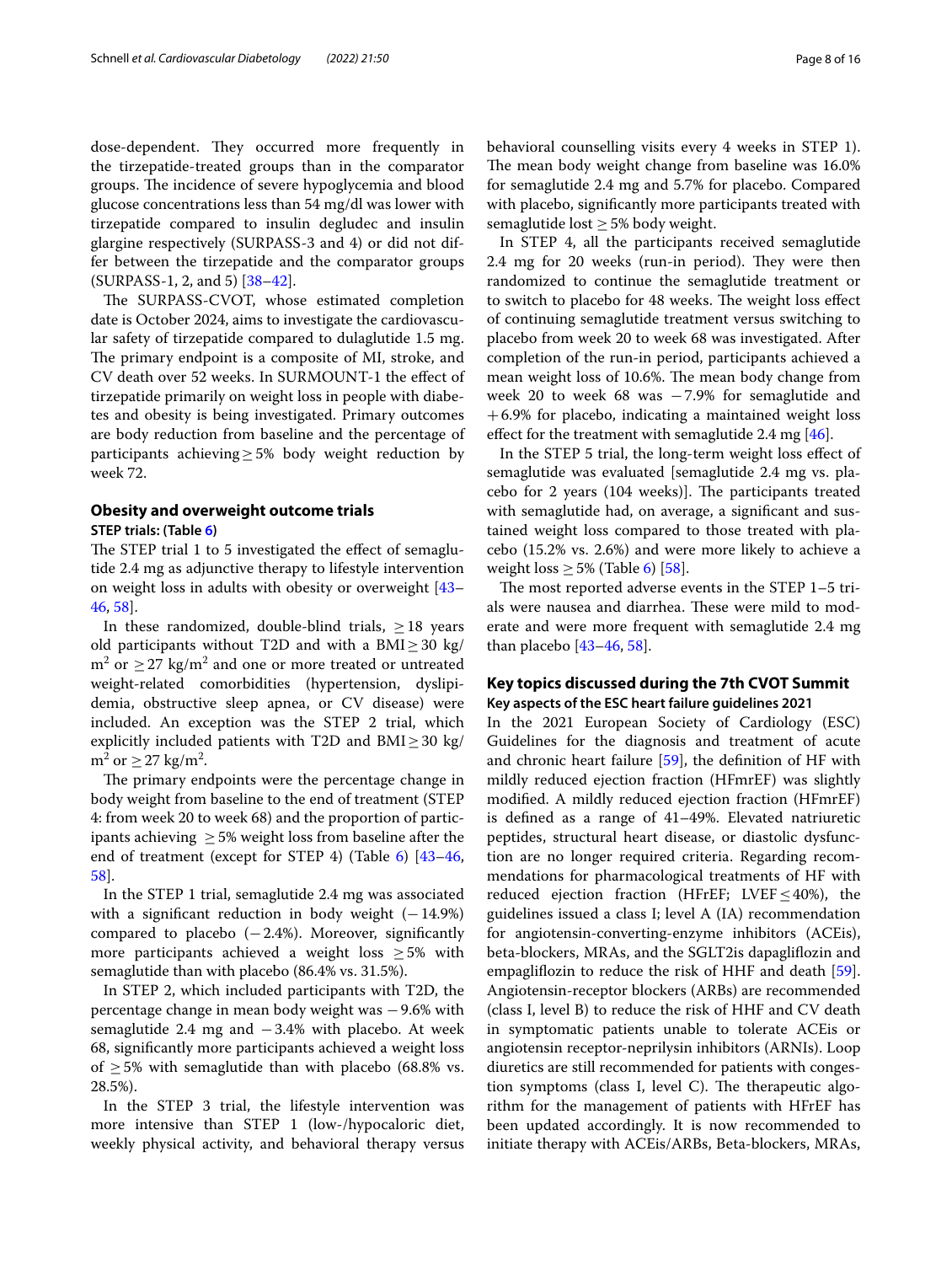dose-dependent. They occurred more frequently in the tirzepatide-treated groups than in the comparator groups. The incidence of severe hypoglycemia and blood glucose concentrations less than 54 mg/dl was lower with tirzepatide compared to insulin degludec and insulin glargine respectively (SURPASS-3 and 4) or did not differ between the tirzepatide and the comparator groups (SURPASS-1, 2, and 5) [38–42].

The SURPASS-CVOT, whose estimated completion date is October 2024, aims to investigate the cardiovascular safety of tirzepatide compared to dulaglutide 1.5 mg. The primary endpoint is a composite of MI, stroke, and CV death over 52 weeks. In SURMOUNT-1 the effect of tirzepatide primarily on weight loss in people with diabetes and obesity is being investigated. Primary outcomes are body reduction from baseline and the percentage of participants achieving ≥ 5% body weight reduction by week 72.

## Obesity and overweight outcome trials

### STEP trials: (Table 6)

The STEP trial 1 to 5 investigated the effect of semaglutide 2.4 mg as adjunctive therapy to lifestyle intervention on weight loss in adults with obesity or overweight [43–46, 58].

In these randomized, double-blind trials, ≥ 18 years old participants without T2D and with a BMI ≥ 30 kg/m$^2$ or ≥ 27 kg/m$^2$ and one or more treated or untreated weight-related comorbidities (hypertension, dyslipidemia, obstructive sleep apnea, or CV disease) were included. An exception was the STEP 2 trial, which explicitly included patients with T2D and BMI ≥ 30 kg/m$^2$ or ≥ 27 kg/m$^2$.

The primary endpoints were the percentage change in body weight from baseline to the end of treatment (STEP 4: from week 20 to week 68) and the proportion of participants achieving ≥ 5% weight loss from baseline after the end of treatment (except for STEP 4) (Table 6) [43–46, 58].

In the STEP 1 trial, semaglutide 2.4 mg was associated with a significant reduction in body weight (−14.9%) compared to placebo (−2.4%). Moreover, significantly more participants achieved a weight loss ≥ 5% with semaglutide than with placebo (86.4% vs. 31.5%).

In STEP 2, which included participants with T2D, the percentage change in mean body weight was −9.6% with semaglutide 2.4 mg and −3.4% with placebo. At week 68, significantly more participants achieved a weight loss of ≥ 5% with semaglutide than with placebo (68.8% vs. 28.5%).

In the STEP 3 trial, the lifestyle intervention was more intensive than STEP 1 (low-/hypocaloric diet, weekly physical activity, and behavioral therapy versus behavioral counselling visits every 4 weeks in STEP 1). The mean body weight change from baseline was 16.0% for semaglutide 2.4 mg and 5.7% for placebo. Compared with placebo, significantly more participants treated with semaglutide lost ≥ 5% body weight.

In STEP 4, all the participants received semaglutide 2.4 mg for 20 weeks (run-in period). They were then randomized to continue the semaglutide treatment or to switch to placebo for 48 weeks. The weight loss effect of continuing semaglutide treatment versus switching to placebo from week 20 to week 68 was investigated. After completion of the run-in period, participants achieved a mean weight loss of 10.6%. The mean body change from week 20 to week 68 was −7.9% for semaglutide and +6.9% for placebo, indicating a maintained weight loss effect for the treatment with semaglutide 2.4 mg [46].

In the STEP 5 trial, the long-term weight loss effect of semaglutide was evaluated [semaglutide 2.4 mg vs. placebo for 2 years (104 weeks)]. The participants treated with semaglutide had, on average, a significant and sustained weight loss compared to those treated with placebo (15.2% vs. 2.6%) and were more likely to achieve a weight loss ≥ 5% (Table 6) [58].

The most reported adverse events in the STEP 1–5 trials were nausea and diarrhea. These were mild to moderate and were more frequent with semaglutide 2.4 mg than placebo [43–46, 58].

## Key topics discussed during the 7th CVOT Summit

### Key aspects of the ESC heart failure guidelines 2021

In the 2021 European Society of Cardiology (ESC) Guidelines for the diagnosis and treatment of acute and chronic heart failure [59], the definition of HF with mildly reduced ejection fraction (HFmrEF) was slightly modified. A mildly reduced ejection fraction (HFmrEF) is defined as a range of 41–49%. Elevated natriuretic peptides, structural heart disease, or diastolic dysfunction are no longer required criteria. Regarding recommendations for pharmacological treatments of HF with reduced ejection fraction (HFrEF; LVEF ≤ 40%), the guidelines issued a class I; level A (IA) recommendation for angiotensin-converting-enzyme inhibitors (ACEis), beta-blockers, MRAs, and the SGLT2is dapagliflozin and empagliflozin to reduce the risk of HHF and death [59]. Angiotensin-receptor blockers (ARBs) are recommended (class I, level B) to reduce the risk of HHF and CV death in symptomatic patients unable to tolerate ACEis or angiotensin receptor-neprilysin inhibitors (ARNIs). Loop diuretics are still recommended for patients with congestion symptoms (class I, level C). The therapeutic algorithm for the management of patients with HFrEF has been updated accordingly. It is now recommended to initiate therapy with ACEis/ARBs, Beta-blockers, MRAs,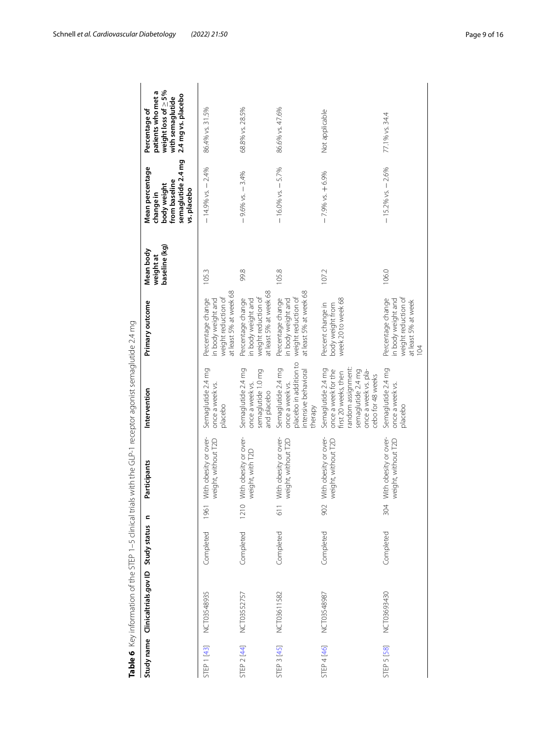**Table 6** Key information of the STEP 1–5 clinical trials with the GLP-1 receptor agonist semaglutide 2.4 mg

| Study name | Clinicaltrials.gov ID | Study status | n | Participants | Intervention | Primary outcome | Mean body weight at baseline (kg) | Mean percentage change in body weight from baseline semaglutide 2.4 mg vs. placebo | Percentage of patients who met a weight loss of ≥ 5% with semaglutide 2.4 mg vs. placebo |
|---|---|---|---|---|---|---|---|---|---|
| STEP 1 [43] | NCT03548935 | Completed | 1961 | With obesity or overweight, without T2D | Semaglutide 2.4 mg once a week vs. placebo | Percentage change in body weight and weight reduction of at least 5% at week 68 | 105.3 | − 14.9% vs. − 2.4% | 86.4% vs. 31.5% |
| STEP 2 [44] | NCT03552757 | Completed | 1210 | With obesity or overweight, with T2D | Semaglutide 2.4 mg once a week vs. semaglutide 1.0 mg and placebo | Percentage change in body weight and weight reduction of at least 5% at week 68 | 99.8 | − 9.6% vs. − 3.4% | 68.8% vs. 28.5% |
| STEP 3 [45] | NCT03611582 | Completed | 611 | With obesity or overweight, without T2D | Semaglutide 2.4 mg once a week vs. placebo in addition to intensive behavioral therapy | Percentage change in body weight and weight reduction of at least 5% at week 68 | 105.8 | − 16.0% vs. − 5.7% | 86.6% vs. 47.6% |
| STEP 4 [46] | NCT03548987 | Completed | 902 | With obesity or overweight, without T2D | Semaglutide 2.4 mg once a week for the first 20 weeks, then random assignment: semaglutide 2.4 mg once a week vs. placebo for 48 weeks | Percent change in body weight from week 20 to week 68 | 107.2 | − 7.9% vs. + 6.9% | Not applicable |
| STEP 5 [58] | NCT03693430 | Completed | 304 | With obesity or overweight, without T2D | Semaglutide 2.4 mg once a week vs. placebo | Percentage change in body weight and weight reduction of at least 5% at week 104 | 106.0 | − 15.2% vs. − 2.6% | 77.1% vs. 34.4 |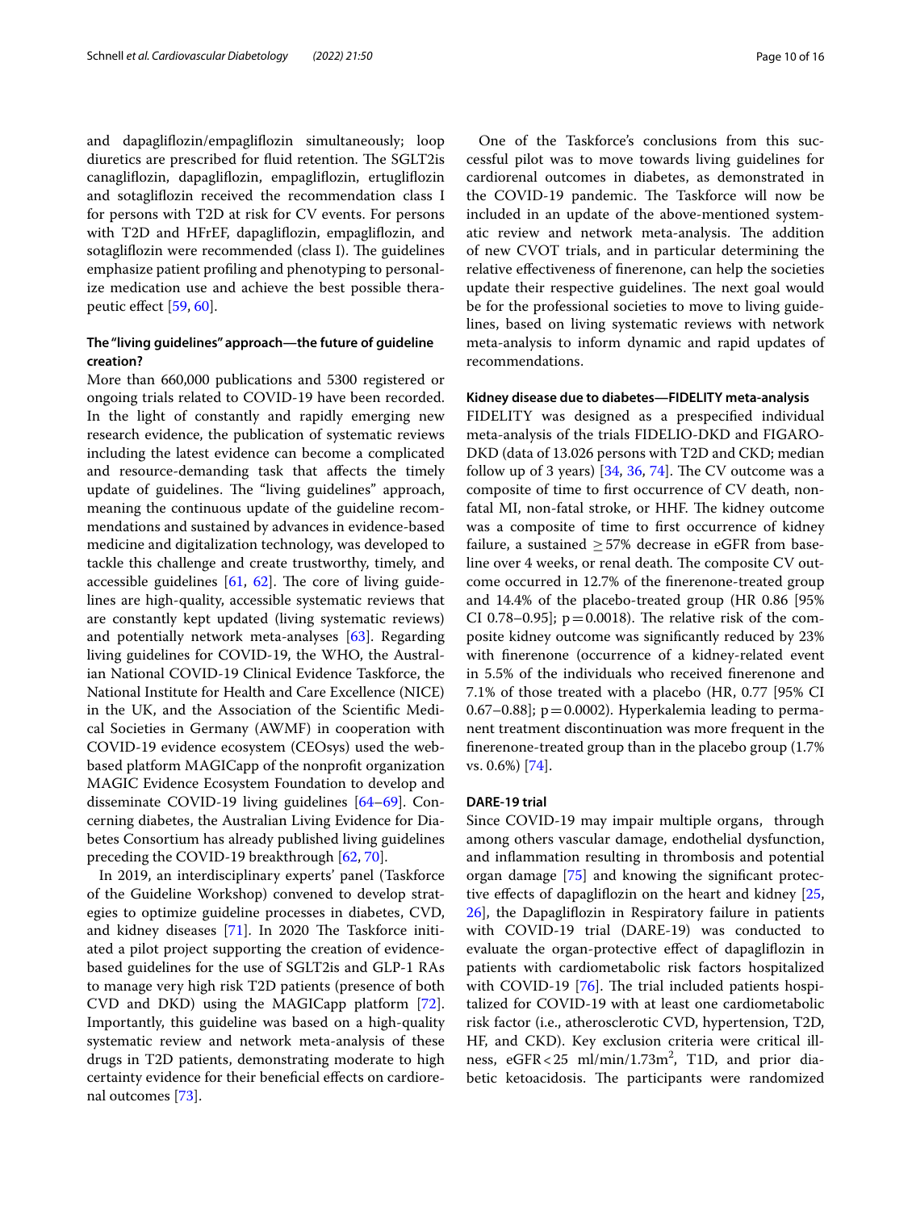and dapagliflozin/empagliflozin simultaneously; loop diuretics are prescribed for fluid retention. The SGLT2is canagliflozin, dapagliflozin, empagliflozin, ertugliflozin and sotagliflozin received the recommendation class I for persons with T2D at risk for CV events. For persons with T2D and HFrEF, dapagliflozin, empagliflozin, and sotagliflozin were recommended (class I). The guidelines emphasize patient profiling and phenotyping to personalize medication use and achieve the best possible therapeutic effect [59, 60].

### The "living guidelines" approach—the future of guideline creation?

More than 660,000 publications and 5300 registered or ongoing trials related to COVID-19 have been recorded. In the light of constantly and rapidly emerging new research evidence, the publication of systematic reviews including the latest evidence can become a complicated and resource-demanding task that affects the timely update of guidelines. The "living guidelines" approach, meaning the continuous update of the guideline recommendations and sustained by advances in evidence-based medicine and digitalization technology, was developed to tackle this challenge and create trustworthy, timely, and accessible guidelines [61, 62]. The core of living guidelines are high-quality, accessible systematic reviews that are constantly kept updated (living systematic reviews) and potentially network meta-analyses [63]. Regarding living guidelines for COVID-19, the WHO, the Australian National COVID-19 Clinical Evidence Taskforce, the National Institute for Health and Care Excellence (NICE) in the UK, and the Association of the Scientific Medical Societies in Germany (AWMF) in cooperation with COVID-19 evidence ecosystem (CEOsys) used the web-based platform MAGICapp of the nonprofit organization MAGIC Evidence Ecosystem Foundation to develop and disseminate COVID-19 living guidelines [64–69]. Concerning diabetes, the Australian Living Evidence for Diabetes Consortium has already published living guidelines preceding the COVID-19 breakthrough [62, 70].

In 2019, an interdisciplinary experts' panel (Taskforce of the Guideline Workshop) convened to develop strategies to optimize guideline processes in diabetes, CVD, and kidney diseases [71]. In 2020 The Taskforce initiated a pilot project supporting the creation of evidence-based guidelines for the use of SGLT2is and GLP-1 RAs to manage very high risk T2D patients (presence of both CVD and DKD) using the MAGICapp platform [72]. Importantly, this guideline was based on a high-quality systematic review and network meta-analysis of these drugs in T2D patients, demonstrating moderate to high certainty evidence for their beneficial effects on cardiorenal outcomes [73].

One of the Taskforce's conclusions from this successful pilot was to move towards living guidelines for cardiorenal outcomes in diabetes, as demonstrated in the COVID-19 pandemic. The Taskforce will now be included in an update of the above-mentioned systematic review and network meta-analysis. The addition of new CVOT trials, and in particular determining the relative effectiveness of finerenone, can help the societies update their respective guidelines. The next goal would be for the professional societies to move to living guidelines, based on living systematic reviews with network meta-analysis to inform dynamic and rapid updates of recommendations.

### Kidney disease due to diabetes—FIDELITY meta-analysis

FIDELITY was designed as a prespecified individual meta-analysis of the trials FIDELIO-DKD and FIGARO-DKD (data of 13.026 persons with T2D and CKD; median follow up of 3 years) [34, 36, 74]. The CV outcome was a composite of time to first occurrence of CV death, non-fatal MI, non-fatal stroke, or HHF. The kidney outcome was a composite of time to first occurrence of kidney failure, a sustained $\geq 57\%$ decrease in eGFR from baseline over 4 weeks, or renal death. The composite CV outcome occurred in 12.7% of the finerenone-treated group and 14.4% of the placebo-treated group (HR 0.86 [95% CI 0.78–0.95]; $p = 0.0018$). The relative risk of the composite kidney outcome was significantly reduced by 23% with finerenone (occurrence of a kidney-related event in 5.5% of the individuals who received finerenone and 7.1% of those treated with a placebo (HR, 0.77 [95% CI 0.67–0.88]; $p = 0.0002$). Hyperkalemia leading to permanent treatment discontinuation was more frequent in the finerenone-treated group than in the placebo group (1.7% vs. 0.6%) [74].

### DARE-19 trial

Since COVID-19 may impair multiple organs, through among others vascular damage, endothelial dysfunction, and inflammation resulting in thrombosis and potential organ damage [75] and knowing the significant protective effects of dapagliflozin on the heart and kidney [25, 26], the Dapagliflozin in Respiratory failure in patients with COVID-19 trial (DARE-19) was conducted to evaluate the organ-protective effect of dapagliflozin in patients with cardiometabolic risk factors hospitalized with COVID-19 [76]. The trial included patients hospitalized for COVID-19 with at least one cardiometabolic risk factor (i.e., atherosclerotic CVD, hypertension, T2D, HF, and CKD). Key exclusion criteria were critical illness, eGFR < 25 ml/min/1.73m$^2$, T1D, and prior diabetic ketoacidosis. The participants were randomized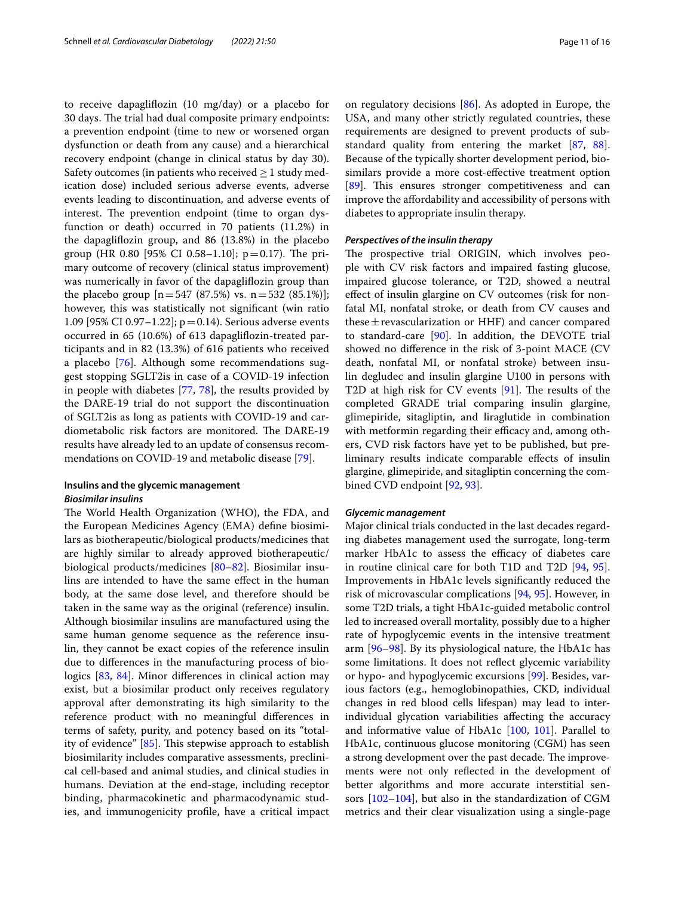to receive dapagliflozin (10 mg/day) or a placebo for 30 days. The trial had dual composite primary endpoints: a prevention endpoint (time to new or worsened organ dysfunction or death from any cause) and a hierarchical recovery endpoint (change in clinical status by day 30). Safety outcomes (in patients who received ≥ 1 study medication dose) included serious adverse events, adverse events leading to discontinuation, and adverse events of interest. The prevention endpoint (time to organ dysfunction or death) occurred in 70 patients (11.2%) in the dapagliflozin group, and 86 (13.8%) in the placebo group (HR 0.80 [95% CI 0.58–1.10]; p = 0.17). The primary outcome of recovery (clinical status improvement) was numerically in favor of the dapagliflozin group than the placebo group [n = 547 (87.5%) vs. n = 532 (85.1%)]; however, this was statistically not significant (win ratio 1.09 [95% CI 0.97–1.22]; p = 0.14). Serious adverse events occurred in 65 (10.6%) of 613 dapagliflozin-treated participants and in 82 (13.3%) of 616 patients who received a placebo [76]. Although some recommendations suggest stopping SGLT2is in case of a COVID-19 infection in people with diabetes [77, 78], the results provided by the DARE-19 trial do not support the discontinuation of SGLT2is as long as patients with COVID-19 and cardiometabolic risk factors are monitored. The DARE-19 results have already led to an update of consensus recommendations on COVID-19 and metabolic disease [79].

### Insulins and the glycemic management

#### *Biosimilar insulins*

The World Health Organization (WHO), the FDA, and the European Medicines Agency (EMA) define biosimilars as biotherapeutic/biological products/medicines that are highly similar to already approved biotherapeutic/biological products/medicines [80–82]. Biosimilar insulins are intended to have the same effect in the human body, at the same dose level, and therefore should be taken in the same way as the original (reference) insulin. Although biosimilar insulins are manufactured using the same human genome sequence as the reference insulin, they cannot be exact copies of the reference insulin due to differences in the manufacturing process of biologics [83, 84]. Minor differences in clinical action may exist, but a biosimilar product only receives regulatory approval after demonstrating its high similarity to the reference product with no meaningful differences in terms of safety, purity, and potency based on its "totality of evidence" [85]. This stepwise approach to establish biosimilarity includes comparative assessments, preclinical cell-based and animal studies, and clinical studies in humans. Deviation at the end-stage, including receptor binding, pharmacokinetic and pharmacodynamic studies, and immunogenicity profile, have a critical impact on regulatory decisions [86]. As adopted in Europe, the USA, and many other strictly regulated countries, these requirements are designed to prevent products of substandard quality from entering the market [87, 88]. Because of the typically shorter development period, biosimilars provide a more cost-effective treatment option [89]. This ensures stronger competitiveness and can improve the affordability and accessibility of persons with diabetes to appropriate insulin therapy.

#### *Perspectives of the insulin therapy*

The prospective trial ORIGIN, which involves people with CV risk factors and impaired fasting glucose, impaired glucose tolerance, or T2D, showed a neutral effect of insulin glargine on CV outcomes (risk for nonfatal MI, nonfatal stroke, or death from CV causes and these ± revascularization or HHF) and cancer compared to standard-care [90]. In addition, the DEVOTE trial showed no difference in the risk of 3-point MACE (CV death, nonfatal MI, or nonfatal stroke) between insulin degludec and insulin glargine U100 in persons with T2D at high risk for CV events [91]. The results of the completed GRADE trial comparing insulin glargine, glimepiride, sitagliptin, and liraglutide in combination with metformin regarding their efficacy and, among others, CVD risk factors have yet to be published, but preliminary results indicate comparable effects of insulin glargine, glimepiride, and sitagliptin concerning the combined CVD endpoint [92, 93].

#### *Glycemic management*

Major clinical trials conducted in the last decades regarding diabetes management used the surrogate, long-term marker HbA1c to assess the efficacy of diabetes care in routine clinical care for both T1D and T2D [94, 95]. Improvements in HbA1c levels significantly reduced the risk of microvascular complications [94, 95]. However, in some T2D trials, a tight HbA1c-guided metabolic control led to increased overall mortality, possibly due to a higher rate of hypoglycemic events in the intensive treatment arm [96–98]. By its physiological nature, the HbA1c has some limitations. It does not reflect glycemic variability or hypo- and hypoglycemic excursions [99]. Besides, various factors (e.g., hemoglobinopathies, CKD, individual changes in red blood cells lifespan) may lead to interindividual glycation variabilities affecting the accuracy and informative value of HbA1c [100, 101]. Parallel to HbA1c, continuous glucose monitoring (CGM) has seen a strong development over the past decade. The improvements were not only reflected in the development of better algorithms and more accurate interstitial sensors [102–104], but also in the standardization of CGM metrics and their clear visualization using a single-page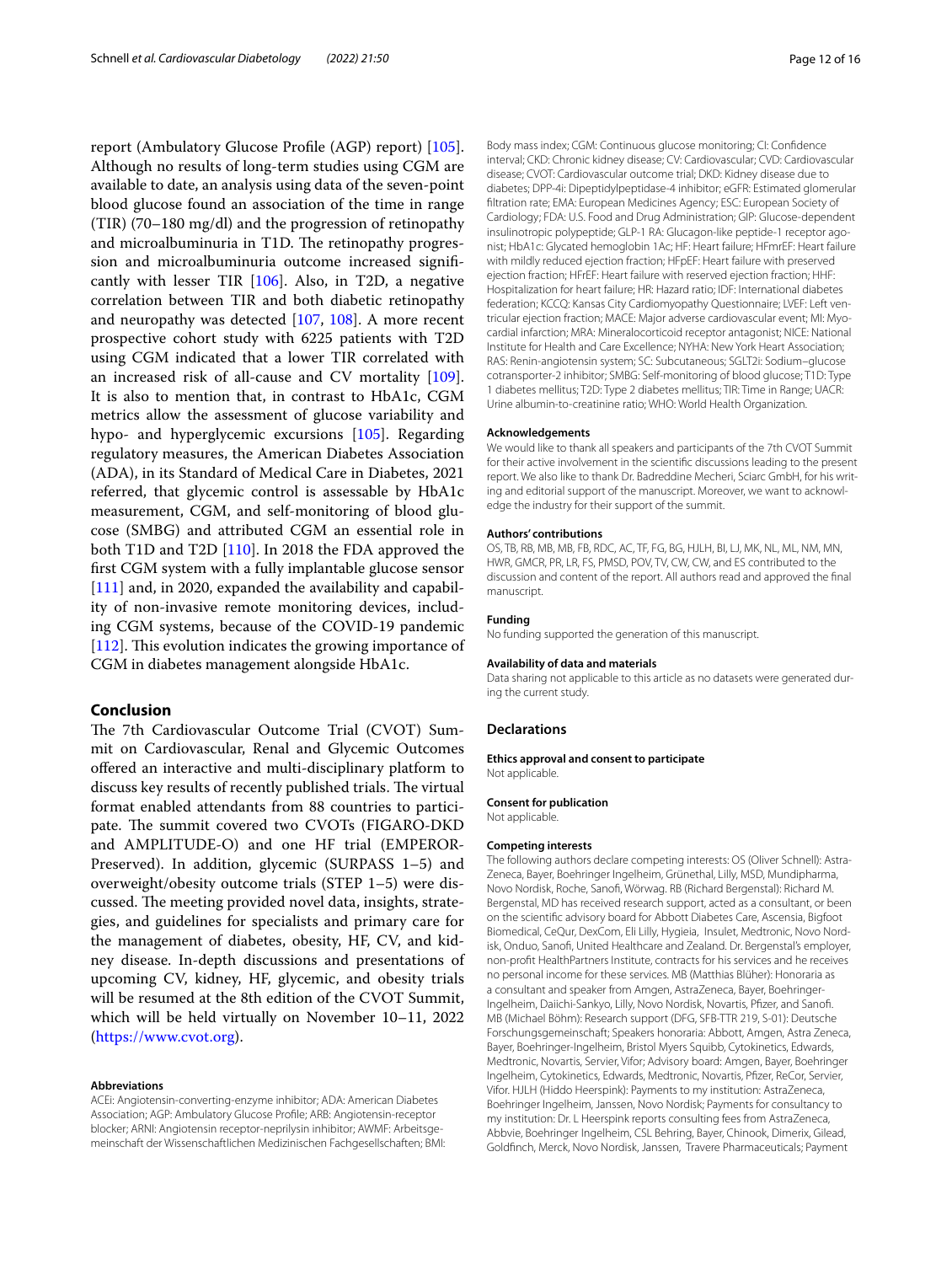report (Ambulatory Glucose Profile (AGP) report) [105]. Although no results of long-term studies using CGM are available to date, an analysis using data of the seven-point blood glucose found an association of the time in range (TIR) (70–180 mg/dl) and the progression of retinopathy and microalbuminuria in T1D. The retinopathy progression and microalbuminuria outcome increased significantly with lesser TIR [106]. Also, in T2D, a negative correlation between TIR and both diabetic retinopathy and neuropathy was detected [107, 108]. A more recent prospective cohort study with 6225 patients with T2D using CGM indicated that a lower TIR correlated with an increased risk of all-cause and CV mortality [109]. It is also to mention that, in contrast to HbA1c, CGM metrics allow the assessment of glucose variability and hypo- and hyperglycemic excursions [105]. Regarding regulatory measures, the American Diabetes Association (ADA), in its Standard of Medical Care in Diabetes, 2021 referred, that glycemic control is assessable by HbA1c measurement, CGM, and self-monitoring of blood glucose (SMBG) and attributed CGM an essential role in both T1D and T2D [110]. In 2018 the FDA approved the first CGM system with a fully implantable glucose sensor [111] and, in 2020, expanded the availability and capability of non-invasive remote monitoring devices, including CGM systems, because of the COVID-19 pandemic [112]. This evolution indicates the growing importance of CGM in diabetes management alongside HbA1c.

## Conclusion

The 7th Cardiovascular Outcome Trial (CVOT) Summit on Cardiovascular, Renal and Glycemic Outcomes offered an interactive and multi-disciplinary platform to discuss key results of recently published trials. The virtual format enabled attendants from 88 countries to participate. The summit covered two CVOTs (FIGARO-DKD and AMPLITUDE-O) and one HF trial (EMPEROR-Preserved). In addition, glycemic (SURPASS 1–5) and overweight/obesity outcome trials (STEP 1–5) were discussed. The meeting provided novel data, insights, strategies, and guidelines for specialists and primary care for the management of diabetes, obesity, HF, CV, and kidney disease. In-depth discussions and presentations of upcoming CV, kidney, HF, glycemic, and obesity trials will be resumed at the 8th edition of the CVOT Summit, which will be held virtually on November 10–11, 2022 (https://www.cvot.org).

#### Abbreviations

ACEi: Angiotensin-converting-enzyme inhibitor; ADA: American Diabetes Association; AGP: Ambulatory Glucose Profile; ARB: Angiotensin-receptor blocker; ARNI: Angiotensin receptor-neprilysin inhibitor; AWMF: Arbeitsgemeinschaft der Wissenschaftlichen Medizinischen Fachgesellschaften; BMI: Body mass index; CGM: Continuous glucose monitoring; CI: Confidence interval; CKD: Chronic kidney disease; CV: Cardiovascular; CVD: Cardiovascular disease; CVOT: Cardiovascular outcome trial; DKD: Kidney disease due to diabetes; DPP-4i: Dipeptidylpeptidase-4 inhibitor; eGFR: Estimated glomerular filtration rate; EMA: European Medicines Agency; ESC: European Society of Cardiology; FDA: U.S. Food and Drug Administration; GIP: Glucose-dependent insulinotropic polypeptide; GLP-1 RA: Glucagon-like peptide-1 receptor agonist; HbA1c: Glycated hemoglobin 1Ac; HF: Heart failure; HFmrEF: Heart failure with mildly reduced ejection fraction; HFpEF: Heart failure with preserved ejection fraction; HFrEF: Heart failure with reserved ejection fraction; HHF: Hospitalization for heart failure; HR: Hazard ratio; IDF: International diabetes federation; KCCQ: Kansas City Cardiomyopathy Questionnaire; LVEF: Left ventricular ejection fraction; MACE: Major adverse cardiovascular event; MI: Myocardial infarction; MRA: Mineralocorticoid receptor antagonist; NICE: National Institute for Health and Care Excellence; NYHA: New York Heart Association; RAS: Renin-angiotensin system; SC: Subcutaneous; SGLT2i: Sodium–glucose cotransporter-2 inhibitor; SMBG: Self-monitoring of blood glucose; T1D: Type 1 diabetes mellitus; T2D: Type 2 diabetes mellitus; TIR: Time in Range; UACR: Urine albumin-to-creatinine ratio; WHO: World Health Organization.

#### Acknowledgements

We would like to thank all speakers and participants of the 7th CVOT Summit for their active involvement in the scientific discussions leading to the present report. We also like to thank Dr. Badreddine Mecheri, Sciarc GmbH, for his writing and editorial support of the manuscript. Moreover, we want to acknowledge the industry for their support of the summit.

#### Authors' contributions

OS, TB, RB, MB, MB, FB, RDC, AC, TF, FG, BG, HJLH, BI, LJ, MK, NL, ML, NM, MN, HWR, GMCR, PR, LR, FS, PMSD, POV, TV, CW, CW, and ES contributed to the discussion and content of the report. All authors read and approved the final manuscript.

#### Funding

No funding supported the generation of this manuscript.

#### Availability of data and materials

Data sharing not applicable to this article as no datasets were generated during the current study.

## Declarations

#### Ethics approval and consent to participate

Not applicable.

#### Consent for publication

Not applicable.

#### Competing interests

The following authors declare competing interests: OS (Oliver Schnell): AstraZeneca, Bayer, Boehringer Ingelheim, Grünethal, Lilly, MSD, Mundipharma, Novo Nordisk, Roche, Sanofi, Wörwag. RB (Richard Bergenstal): Richard M. Bergenstal, MD has received research support, acted as a consultant, or been on the scientific advisory board for Abbott Diabetes Care, Ascensia, Bigfoot Biomedical, CeQur, DexCom, Eli Lilly, Hygieia, Insulet, Medtronic, Novo Nordisk, Onduo, Sanofi, United Healthcare and Zealand. Dr. Bergenstal's employer, non-profit HealthPartners Institute, contracts for his services and he receives no personal income for these services. MB (Matthias Blüher): Honoraria as a consultant and speaker from Amgen, AstraZeneca, Bayer, Boehringer-Ingelheim, Daiichi-Sankyo, Lilly, Novo Nordisk, Novartis, Pfizer, and Sanofi. MB (Michael Böhm): Research support (DFG, SFB-TTR 219, S-01): Deutsche Forschungsgemeinschaft; Speakers honoraria: Abbott, Amgen, Astra Zeneca, Bayer, Boehringer-Ingelheim, Bristol Myers Squibb, Cytokinetics, Edwards, Medtronic, Novartis, Servier, Vifor; Advisory board: Amgen, Bayer, Boehringer Ingelheim, Cytokinetics, Edwards, Medtronic, Novartis, Pfizer, ReCor, Servier, Vifor. HJLH (Hiddo Heerspink): Payments to my institution: AstraZeneca, Boehringer Ingelheim, Janssen, Novo Nordisk; Payments for consultancy to my institution: Dr. L Heerspink reports consulting fees from AstraZeneca, Abbvie, Boehringer Ingelheim, CSL Behring, Bayer, Chinook, Dimerix, Gilead, Goldfinch, Merck, Novo Nordisk, Janssen, Travere Pharmaceuticals; Payment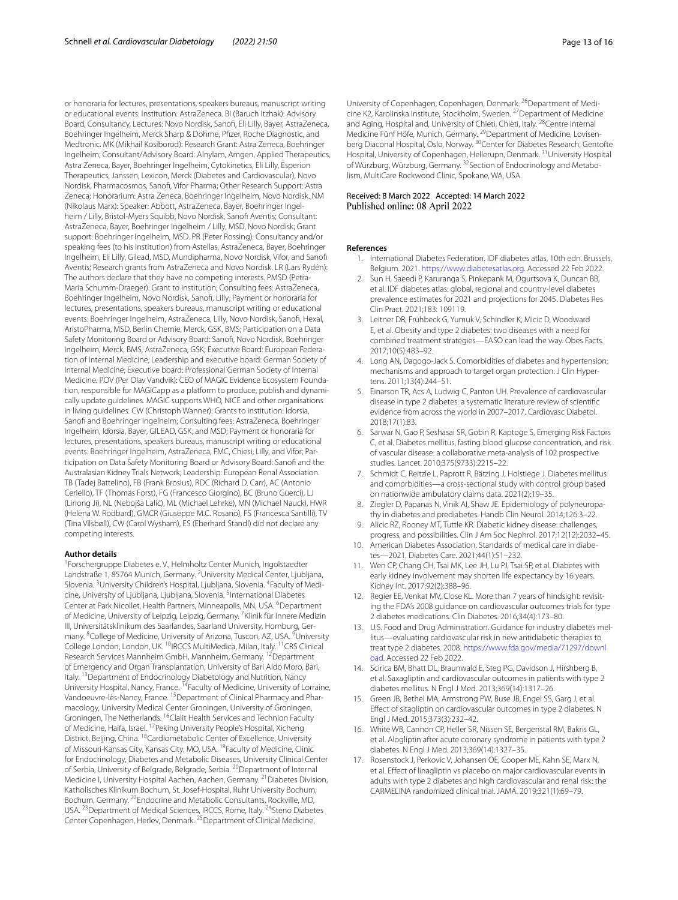or honoraria for lectures, presentations, speakers bureaus, manuscript writing or educational events: Institution: AstraZeneca. BI (Baruch Itzhak): Advisory Board, Consultancy, Lectures: Novo Nordisk, Sanofi, Eli Lilly, Bayer, AstraZeneca, Boehringer Ingelheim, Merck Sharp & Dohme, Pfizer, Roche Diagnostic, and Medtronic. MK (Mikhail Kosiborod): Research Grant: Astra Zeneca, Boehringer Ingelheim; Consultant/Advisory Board: Alnylam, Amgen, Applied Therapeutics, Astra Zeneca, Bayer, Boehringer Ingelheim, Cytokinetics, Eli Lilly, Esperion Therapeutics, Janssen, Lexicon, Merck (Diabetes and Cardiovascular), Novo Nordisk, Pharmacosmos, Sanofi, Vifor Pharma; Other Research Support: Astra Zeneca; Honorarium: Astra Zeneca, Boehringer Ingelheim, Novo Nordisk. NM (Nikolaus Marx): Speaker: Abbott, AstraZeneca, Bayer, Boehringer Ingelheim / Lilly, Bristol-Myers Squibb, Novo Nordisk, Sanofi Aventis; Consultant: AstraZeneca, Bayer, Boehringer Ingelheim / Lilly, MSD, Novo Nordisk; Grant support: Boehringer Ingelheim, MSD. PR (Peter Rossing): Consultancy and/or speaking fees (to his institution) from Astellas, AstraZeneca, Bayer, Boehringer Ingelheim, Eli Lilly, Gilead, MSD, Mundipharma, Novo Nordisk, Vifor, and Sanofi Aventis; Research grants from AstraZeneca and Novo Nordisk. LR (Lars Rydén): The authors declare that they have no competing interests. PMSD (Petra-Maria Schumm-Draeger): Grant to institution; Consulting fees: AstraZeneca, Boehringer Ingelheim, Novo Nordisk, Sanofi, Lilly; Payment or honoraria for lectures, presentations, speakers bureaus, manuscript writing or educational events: Boehringer Ingelheim, AstraZeneca, Lilly, Novo Nordisk, Sanofi, Hexal, AristoPharma, MSD, Berlin Chemie, Merck, GSK, BMS; Participation on a Data Safety Monitoring Board or Advisory Board: Sanofi, Novo Nordisk, Boehringer Ingelheim, Merck, BMS, AstraZeneca, GSK; Executive Board: European Federation of Internal Medicine; Leadership and executive board: German Society of Internal Medicine; Executive board: Professional German Society of Internal Medicine. POV (Per Olav Vandvik): CEO of MAGIC Evidence Ecosystem Foundation, responsible for MAGICapp as a platform to produce, publish and dynamically update guidelines. MAGIC supports WHO, NICE and other organisations in living guidelines. CW (Christoph Wanner): Grants to institution: Idorsia, Sanofi and Boehringer Ingelheim; Consulting fees: AstraZeneca, Boehringer Ingelheim, Idorsia, Bayer, GILEAD, GSK, and MSD; Payment or honoraria for lectures, presentations, speakers bureaus, manuscript writing or educational events: Boehringer Ingelheim, AstraZeneca, FMC, Chiesi, Lilly, and Vifor; Participation on Data Safety Monitoring Board or Advisory Board: Sanofi and the Australasian Kidney Trials Network; Leadership: European Renal Association. TB (Tadej Battelino), FB (Frank Brosius), RDC (Richard D. Carr), AC (Antonio Ceriello), TF (Thomas Forst), FG (Francesco Giorgino), BC (Bruno Guerci), LJ (Linong Ji), NL (Nebojša Lalić), ML (Michael Lehrke), MN (Michael Nauck), HWR (Helena W. Rodbard), GMCR (Giuseppe M.C. Rosano), FS (Francesca Santilli), TV (Tina Vilsbøll), CW (Carol Wysham), ES (Eberhard Standl) did not declare any competing interests.

**Author details**

[1]Forschergruppe Diabetes e. V., Helmholtz Center Munich, Ingolstaedter Landstraße 1, 85764 Munich, Germany. [2]University Medical Center, Ljubljana, Slovenia. [3]University Children's Hospital, Ljubljana, Slovenia. [4]Faculty of Medicine, University of Ljubljana, Ljubljana, Slovenia. [5]International Diabetes Center at Park Nicollet, Health Partners, Minneapolis, MN, USA. [6]Department of Medicine, University of Leipzig, Leipzig, Germany. [7]Klinik für Innere Medizin III, Universitätsklinikum des Saarlandes, Saarland University, Homburg, Germany. [8]College of Medicine, University of Arizona, Tuscon, AZ, USA. [9]University College London, London, UK. [10]IRCCS MultiMedica, Milan, Italy. [11]CRS Clinical Research Services Mannheim GmbH, Mannheim, Germany. [12]Department of Emergency and Organ Transplantation, University of Bari Aldo Moro, Bari, Italy. [13]Department of Endocrinology Diabetology and Nutrition, Nancy University Hospital, Nancy, France. [14]Faculty of Medicine, University of Lorraine, Vandoeuvre-lès-Nancy, France. [15]Department of Clinical Pharmacy and Pharmacology, University Medical Center Groningen, University of Groningen, Groningen, The Netherlands. [16]Clalit Health Services and Technion Faculty of Medicine, Haifa, Israel. [17]Peking University People's Hospital, Xicheng District, Beijing, China. [18]Cardiometabolic Center of Excellence, University of Missouri-Kansas City, Kansas City, MO, USA. [19]Faculty of Medicine, Clinic for Endocrinology, Diabetes and Metabolic Diseases, University Clinical Center of Serbia, University of Belgrade, Belgrade, Serbia. [20]Department of Internal Medicine I, University Hospital Aachen, Aachen, Germany. [21]Diabetes Division, Katholisches Klinikum Bochum, St. Josef-Hospital, Ruhr University Bochum, Bochum, Germany. [22]Endocrine and Metabolic Consultants, Rockville, MD, USA. [23]Department of Medical Sciences, IRCCS, Rome, Italy. [24]Steno Diabetes Center Copenhagen, Herlev, Denmark. [25]Department of Clinical Medicine, University of Copenhagen, Copenhagen, Denmark. [26]Department of Medicine K2, Karolinska Institute, Stockholm, Sweden. [27]Department of Medicine and Aging, Hospital and, University of Chieti, Chieti, Italy. [28]Centre Internal Medicine Fünf Höfe, Munich, Germany. [29]Department of Medicine, Lovisenberg Diaconal Hospital, Oslo, Norway. [30]Center for Diabetes Research, Gentofte Hospital, University of Copenhagen, Hellerupn, Denmark. [31]University Hospital of Würzburg, Würzburg, Germany. [32]Section of Endocrinology and Metabolism, MultiCare Rockwood Clinic, Spokane, WA, USA.

Received: 8 March 2022 Accepted: 14 March 2022
Published online: 08 April 2022

**References**

1. International Diabetes Federation. IDF diabetes atlas, 10th edn. Brussels, Belgium. 2021. https://www.diabetesatlas.org. Accessed 22 Feb 2022.
2. Sun H, Saeedi P, Karuranga S, Pinkepank M, Ogurtsova K, Duncan BB, et al. IDF diabetes atlas: global, regional and country-level diabetes prevalence estimates for 2021 and projections for 2045. Diabetes Res Clin Pract. 2021;183: 109119.
3. Leitner DR, Frühbeck G, Yumuk V, Schindler K, Micic D, Woodward E, et al. Obesity and type 2 diabetes: two diseases with a need for combined treatment strategies—EASO can lead the way. Obes Facts. 2017;10(5):483–92.
4. Long AN, Dagogo-Jack S. Comorbidities of diabetes and hypertension: mechanisms and approach to target organ protection. J Clin Hypertens. 2011;13(4):244–51.
5. Einarson TR, Acs A, Ludwig C, Panton UH. Prevalence of cardiovascular disease in type 2 diabetes: a systematic literature review of scientific evidence from across the world in 2007–2017. Cardiovasc Diabetol. 2018;17(1):83.
6. Sarwar N, Gao P, Seshasai SR, Gobin R, Kaptoge S, Emerging Risk Factors C, et al. Diabetes mellitus, fasting blood glucose concentration, and risk of vascular disease: a collaborative meta-analysis of 102 prospective studies. Lancet. 2010;375(9733):2215–22.
7. Schmidt C, Reitzle L, Paprott R, Bätzing J, Holstiege J. Diabetes mellitus and comorbidities—a cross-sectional study with control group based on nationwide ambulatory claims data. 2021(2):19–35.
8. Ziegler D, Papanas N, Vinik AI, Shaw JE. Epidemiology of polyneuropathy in diabetes and prediabetes. Handb Clin Neurol. 2014;126:3–22.
9. Alicic RZ, Rooney MT, Tuttle KR. Diabetic kidney disease: challenges, progress, and possibilities. Clin J Am Soc Nephrol. 2017;12(12):2032–45.
10. American Diabetes Association. Standards of medical care in diabetes—2021. Diabetes Care. 2021;44(1):S1–232.
11. Wen CP, Chang CH, Tsai MK, Lee JH, Lu PJ, Tsai SP, et al. Diabetes with early kidney involvement may shorten life expectancy by 16 years. Kidney Int. 2017;92(2):388–96.
12. Regier EE, Venkat MV, Close KL. More than 7 years of hindsight: revisiting the FDA's 2008 guidance on cardiovascular outcomes trials for type 2 diabetes medications. Clin Diabetes. 2016;34(4):173–80.
13. U.S. Food and Drug Administration. Guidance for industry diabetes mellitus—evaluating cardiovascular risk in new antidiabetic therapies to treat type 2 diabetes. 2008. https://www.fda.gov/media/71297/download. Accessed 22 Feb 2022.
14. Scirica BM, Bhatt DL, Braunwald E, Steg PG, Davidson J, Hirshberg B, et al. Saxagliptin and cardiovascular outcomes in patients with type 2 diabetes mellitus. N Engl J Med. 2013;369(14):1317–26.
15. Green JB, Bethel MA, Armstrong PW, Buse JB, Engel SS, Garg J, et al. Effect of sitagliptin on cardiovascular outcomes in type 2 diabetes. N Engl J Med. 2015;373(3):232–42.
16. White WB, Cannon CP, Heller SR, Nissen SE, Bergenstal RM, Bakris GL, et al. Alogliptin after acute coronary syndrome in patients with type 2 diabetes. N Engl J Med. 2013;369(14):1327–35.
17. Rosenstock J, Perkovic V, Johansen OE, Cooper ME, Kahn SE, Marx N, et al. Effect of linagliptin vs placebo on major cardiovascular events in adults with type 2 diabetes and high cardiovascular and renal risk: the CARMELINA randomized clinical trial. JAMA. 2019;321(1):69–79.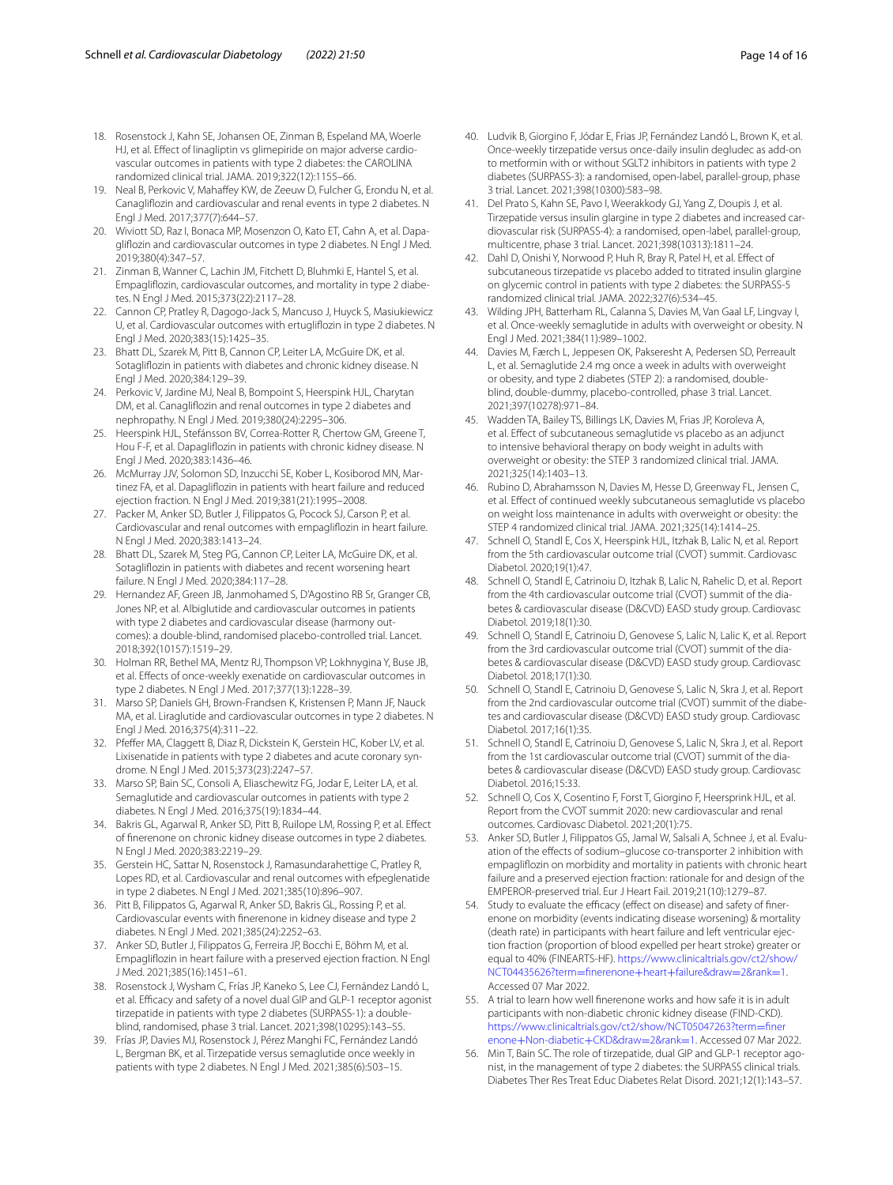18. Rosenstock J, Kahn SE, Johansen OE, Zinman B, Espeland MA, Woerle HJ, et al. Effect of linagliptin vs glimepiride on major adverse cardiovascular outcomes in patients with type 2 diabetes: the CAROLINA randomized clinical trial. JAMA. 2019;322(12):1155–66.
19. Neal B, Perkovic V, Mahaffey KW, de Zeeuw D, Fulcher G, Erondu N, et al. Canagliflozin and cardiovascular and renal events in type 2 diabetes. N Engl J Med. 2017;377(7):644–57.
20. Wiviott SD, Raz I, Bonaca MP, Mosenzon O, Kato ET, Cahn A, et al. Dapagliflozin and cardiovascular outcomes in type 2 diabetes. N Engl J Med. 2019;380(4):347–57.
21. Zinman B, Wanner C, Lachin JM, Fitchett D, Bluhmki E, Hantel S, et al. Empagliflozin, cardiovascular outcomes, and mortality in type 2 diabetes. N Engl J Med. 2015;373(22):2117–28.
22. Cannon CP, Pratley R, Dagogo-Jack S, Mancuso J, Huyck S, Masiukiewicz U, et al. Cardiovascular outcomes with ertugliflozin in type 2 diabetes. N Engl J Med. 2020;383(15):1425–35.
23. Bhatt DL, Szarek M, Pitt B, Cannon CP, Leiter LA, McGuire DK, et al. Sotagliflozin in patients with diabetes and chronic kidney disease. N Engl J Med. 2020;384:129–39.
24. Perkovic V, Jardine MJ, Neal B, Bompoint S, Heerspink HJL, Charytan DM, et al. Canagliflozin and renal outcomes in type 2 diabetes and nephropathy. N Engl J Med. 2019;380(24):2295–306.
25. Heerspink HJL, Stefánsson BV, Correa-Rotter R, Chertow GM, Greene T, Hou F-F, et al. Dapagliflozin in patients with chronic kidney disease. N Engl J Med. 2020;383:1436–46.
26. McMurray JJV, Solomon SD, Inzucchi SE, Kober L, Kosiborod MN, Martinez FA, et al. Dapagliflozin in patients with heart failure and reduced ejection fraction. N Engl J Med. 2019;381(21):1995–2008.
27. Packer M, Anker SD, Butler J, Filippatos G, Pocock SJ, Carson P, et al. Cardiovascular and renal outcomes with empagliflozin in heart failure. N Engl J Med. 2020;383:1413–24.
28. Bhatt DL, Szarek M, Steg PG, Cannon CP, Leiter LA, McGuire DK, et al. Sotagliflozin in patients with diabetes and recent worsening heart failure. N Engl J Med. 2020;384:117–28.
29. Hernandez AF, Green JB, Janmohamed S, D'Agostino RB Sr, Granger CB, Jones NP, et al. Albiglutide and cardiovascular outcomes in patients with type 2 diabetes and cardiovascular disease (harmony outcomes): a double-blind, randomised placebo-controlled trial. Lancet. 2018;392(10157):1519–29.
30. Holman RR, Bethel MA, Mentz RJ, Thompson VP, Lokhnygina Y, Buse JB, et al. Effects of once-weekly exenatide on cardiovascular outcomes in type 2 diabetes. N Engl J Med. 2017;377(13):1228–39.
31. Marso SP, Daniels GH, Brown-Frandsen K, Kristensen P, Mann JF, Nauck MA, et al. Liraglutide and cardiovascular outcomes in type 2 diabetes. N Engl J Med. 2016;375(4):311–22.
32. Pfeffer MA, Claggett B, Diaz R, Dickstein K, Gerstein HC, Kober LV, et al. Lixisenatide in patients with type 2 diabetes and acute coronary syndrome. N Engl J Med. 2015;373(23):2247–57.
33. Marso SP, Bain SC, Consoli A, Eliaschewitz FG, Jodar E, Leiter LA, et al. Semaglutide and cardiovascular outcomes in patients with type 2 diabetes. N Engl J Med. 2016;375(19):1834–44.
34. Bakris GL, Agarwal R, Anker SD, Pitt B, Ruilope LM, Rossing P, et al. Effect of finerenone on chronic kidney disease outcomes in type 2 diabetes. N Engl J Med. 2020;383:2219–29.
35. Gerstein HC, Sattar N, Rosenstock J, Ramasundarahettige C, Pratley R, Lopes RD, et al. Cardiovascular and renal outcomes with efpeglenatide in type 2 diabetes. N Engl J Med. 2021;385(10):896–907.
36. Pitt B, Filippatos G, Agarwal R, Anker SD, Bakris GL, Rossing P, et al. Cardiovascular events with finerenone in kidney disease and type 2 diabetes. N Engl J Med. 2021;385(24):2252–63.
37. Anker SD, Butler J, Filippatos G, Ferreira JP, Bocchi E, Böhm M, et al. Empagliflozin in heart failure with a preserved ejection fraction. N Engl J Med. 2021;385(16):1451–61.
38. Rosenstock J, Wysham C, Frías JP, Kaneko S, Lee CJ, Fernández Landó L, et al. Efficacy and safety of a novel dual GIP and GLP-1 receptor agonist tirzepatide in patients with type 2 diabetes (SURPASS-1): a double-blind, randomised, phase 3 trial. Lancet. 2021;398(10295):143–55.
39. Frías JP, Davies MJ, Rosenstock J, Pérez Manghi FC, Fernández Landó L, Bergman BK, et al. Tirzepatide versus semaglutide once weekly in patients with type 2 diabetes. N Engl J Med. 2021;385(6):503–15.
40. Ludvik B, Giorgino F, Jódar E, Frias JP, Fernández Landó L, Brown K, et al. Once-weekly tirzepatide versus once-daily insulin degludec as add-on to metformin with or without SGLT2 inhibitors in patients with type 2 diabetes (SURPASS-3): a randomised, open-label, parallel-group, phase 3 trial. Lancet. 2021;398(10300):583–98.
41. Del Prato S, Kahn SE, Pavo I, Weerakkody GJ, Yang Z, Doupis J, et al. Tirzepatide versus insulin glargine in type 2 diabetes and increased cardiovascular risk (SURPASS-4): a randomised, open-label, parallel-group, multicentre, phase 3 trial. Lancet. 2021;398(10313):1811–24.
42. Dahl D, Onishi Y, Norwood P, Huh R, Bray R, Patel H, et al. Effect of subcutaneous tirzepatide vs placebo added to titrated insulin glargine on glycemic control in patients with type 2 diabetes: the SURPASS-5 randomized clinical trial. JAMA. 2022;327(6):534–45.
43. Wilding JPH, Batterham RL, Calanna S, Davies M, Van Gaal LF, Lingvay I, et al. Once-weekly semaglutide in adults with overweight or obesity. N Engl J Med. 2021;384(11):989–1002.
44. Davies M, Færch L, Jeppesen OK, Pakseresht A, Pedersen SD, Perreault L, et al. Semaglutide 2.4 mg once a week in adults with overweight or obesity, and type 2 diabetes (STEP 2): a randomised, double-blind, double-dummy, placebo-controlled, phase 3 trial. Lancet. 2021;397(10278):971–84.
45. Wadden TA, Bailey TS, Billings LK, Davies M, Frias JP, Koroleva A, et al. Effect of subcutaneous semaglutide vs placebo as an adjunct to intensive behavioral therapy on body weight in adults with overweight or obesity: the STEP 3 randomized clinical trial. JAMA. 2021;325(14):1403–13.
46. Rubino D, Abrahamsson N, Davies M, Hesse D, Greenway FL, Jensen C, et al. Effect of continued weekly subcutaneous semaglutide vs placebo on weight loss maintenance in adults with overweight or obesity: the STEP 4 randomized clinical trial. JAMA. 2021;325(14):1414–25.
47. Schnell O, Standl E, Cos X, Heerspink HJL, Itzhak B, Lalic N, et al. Report from the 5th cardiovascular outcome trial (CVOT) summit. Cardiovasc Diabetol. 2020;19(1):47.
48. Schnell O, Standl E, Catrinoiu D, Itzhak B, Lalic N, Rahelic D, et al. Report from the 4th cardiovascular outcome trial (CVOT) summit of the diabetes & cardiovascular disease (D&CVD) EASD study group. Cardiovasc Diabetol. 2019;18(1):30.
49. Schnell O, Standl E, Catrinoiu D, Genovese S, Lalic N, Lalic K, et al. Report from the 3rd cardiovascular outcome trial (CVOT) summit of the diabetes & cardiovascular disease (D&CVD) EASD study group. Cardiovasc Diabetol. 2018;17(1):30.
50. Schnell O, Standl E, Catrinoiu D, Genovese S, Lalic N, Skra J, et al. Report from the 2nd cardiovascular outcome trial (CVOT) summit of the diabetes and cardiovascular disease (D&CVD) EASD study group. Cardiovasc Diabetol. 2017;16(1):35.
51. Schnell O, Standl E, Catrinoiu D, Genovese S, Lalic N, Skra J, et al. Report from the 1st cardiovascular outcome trial (CVOT) summit of the diabetes & cardiovascular disease (D&CVD) EASD study group. Cardiovasc Diabetol. 2016;15:33.
52. Schnell O, Cos X, Cosentino F, Forst T, Giorgino F, Heersprink HJL, et al. Report from the CVOT summit 2020: new cardiovascular and renal outcomes. Cardiovasc Diabetol. 2021;20(1):75.
53. Anker SD, Butler J, Filippatos GS, Jamal W, Salsali A, Schnee J, et al. Evaluation of the effects of sodium–glucose co-transporter 2 inhibition with empagliflozin on morbidity and mortality in patients with chronic heart failure and a preserved ejection fraction: rationale for and design of the EMPEROR-preserved trial. Eur J Heart Fail. 2019;21(10):1279–87.
54. Study to evaluate the efficacy (effect on disease) and safety of finerenone on morbidity (events indicating disease worsening) & mortality (death rate) in participants with heart failure and left ventricular ejection fraction (proportion of blood expelled per heart stroke) greater or equal to 40% (FINEARTS-HF). https://www.clinicaltrials.gov/ct2/show/NCT04435626?term=finerenone+heart+failure&draw=2&rank=1. Accessed 07 Mar 2022.
55. A trial to learn how well finerenone works and how safe it is in adult participants with non-diabetic chronic kidney disease (FIND-CKD). https://www.clinicaltrials.gov/ct2/show/NCT05047263?term=finerenone+Non-diabetic+CKD&draw=2&rank=1. Accessed 07 Mar 2022.
56. Min T, Bain SC. The role of tirzepatide, dual GIP and GLP-1 receptor agonist, in the management of type 2 diabetes: the SURPASS clinical trials. Diabetes Ther Res Treat Educ Diabetes Relat Disord. 2021;12(1):143–57.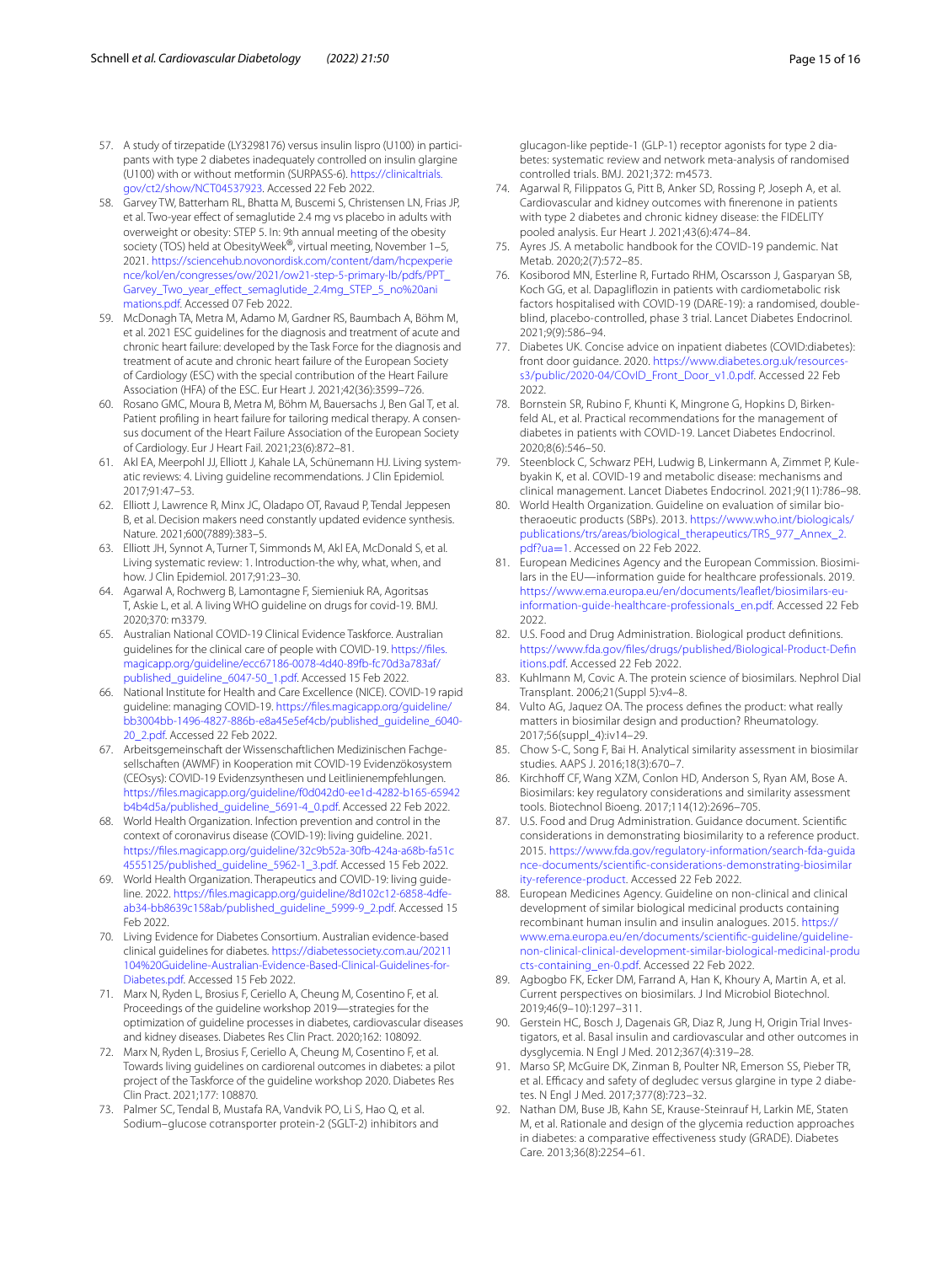57. A study of tirzepatide (LY3298176) versus insulin lispro (U100) in participants with type 2 diabetes inadequately controlled on insulin glargine (U100) with or without metformin (SURPASS-6). https://clinicaltrials.gov/ct2/show/NCT04537923. Accessed 22 Feb 2022.
58. Garvey TW, Batterham RL, Bhatta M, Buscemi S, Christensen LN, Frias JP, et al. Two-year effect of semaglutide 2.4 mg vs placebo in adults with overweight or obesity: STEP 5. In: 9th annual meeting of the obesity society (TOS) held at ObesityWeek®, virtual meeting, November 1–5, 2021. https://sciencehub.novonordisk.com/content/dam/hcpexperience/kol/en/congresses/ow/2021/ow21-step-5-primary-lb/pdfs/PPT_Garvey_Two_year_effect_semaglutide_2.4mg_STEP_5_no%20animations.pdf. Accessed 07 Feb 2022.
59. McDonagh TA, Metra M, Adamo M, Gardner RS, Baumbach A, Böhm M, et al. 2021 ESC guidelines for the diagnosis and treatment of acute and chronic heart failure: developed by the Task Force for the diagnosis and treatment of acute and chronic heart failure of the European Society of Cardiology (ESC) with the special contribution of the Heart Failure Association (HFA) of the ESC. Eur Heart J. 2021;42(36):3599–726.
60. Rosano GMC, Moura B, Metra M, Böhm M, Bauersachs J, Ben Gal T, et al. Patient profiling in heart failure for tailoring medical therapy. A consensus document of the Heart Failure Association of the European Society of Cardiology. Eur J Heart Fail. 2021;23(6):872–81.
61. Akl EA, Meerpohl JJ, Elliott J, Kahale LA, Schünemann HJ. Living systematic reviews: 4. Living guideline recommendations. J Clin Epidemiol. 2017;91:47–53.
62. Elliott J, Lawrence R, Minx JC, Oladapo OT, Ravaud P, Tendal Jeppesen B, et al. Decision makers need constantly updated evidence synthesis. Nature. 2021;600(7889):383–5.
63. Elliott JH, Synnot A, Turner T, Simmonds M, Akl EA, McDonald S, et al. Living systematic review: 1. Introduction-the why, what, when, and how. J Clin Epidemiol. 2017;91:23–30.
64. Agarwal A, Rochwerg B, Lamontagne F, Siemieniuk RA, Agoritsas T, Askie L, et al. A living WHO guideline on drugs for covid-19. BMJ. 2020;370: m3379.
65. Australian National COVID-19 Clinical Evidence Taskforce. Australian guidelines for the clinical care of people with COVID-19. https://files.magicapp.org/guideline/ecc67186-0078-4d40-89fb-fc70d3a783af/published_guideline_6047-50_1.pdf. Accessed 15 Feb 2022.
66. National Institute for Health and Care Excellence (NICE). COVID-19 rapid guideline: managing COVID-19. https://files.magicapp.org/guideline/bb3004bb-1496-4827-886b-e8a45e5ef4cb/published_guideline_6040-20_2.pdf. Accessed 22 Feb 2022.
67. Arbeitsgemeinschaft der Wissenschaftlichen Medizinischen Fachgesellschaften (AWMF) in Kooperation mit COVID-19 Evidenzökosystem (CEOsys): COVID-19 Evidenzsynthesen und Leitlinienempfehlungen. https://files.magicapp.org/guideline/f0d042d0-ee1d-4282-b165-65942b4b4d5a/published_guideline_5691-4_0.pdf. Accessed 22 Feb 2022.
68. World Health Organization. Infection prevention and control in the context of coronavirus disease (COVID-19): living guideline. 2021. https://files.magicapp.org/guideline/32c9b52a-30fb-424a-a68b-fa51c4555125/published_guideline_5962-1_3.pdf. Accessed 15 Feb 2022.
69. World Health Organization. Therapeutics and COVID-19: living guideline. 2022. https://files.magicapp.org/guideline/8d102c12-6858-4dfe-ab34-bb8639c158ab/published_guideline_5999-9_2.pdf. Accessed 15 Feb 2022.
70. Living Evidence for Diabetes Consortium. Australian evidence-based clinical guidelines for diabetes. https://diabetessociety.com.au/20211104%20Guideline-Australian-Evidence-Based-Clinical-Guidelines-for-Diabetes.pdf. Accessed 15 Feb 2022.
71. Marx N, Ryden L, Brosius F, Ceriello A, Cheung M, Cosentino F, et al. Proceedings of the guideline workshop 2019—strategies for the optimization of guideline processes in diabetes, cardiovascular diseases and kidney diseases. Diabetes Res Clin Pract. 2020;162: 108092.
72. Marx N, Ryden L, Brosius F, Ceriello A, Cheung M, Cosentino F, et al. Towards living guidelines on cardiorenal outcomes in diabetes: a pilot project of the Taskforce of the guideline workshop 2020. Diabetes Res Clin Pract. 2021;177: 108870.
73. Palmer SC, Tendal B, Mustafa RA, Vandvik PO, Li S, Hao Q, et al. Sodium–glucose cotransporter protein-2 (SGLT-2) inhibitors and glucagon-like peptide-1 (GLP-1) receptor agonists for type 2 diabetes: systematic review and network meta-analysis of randomised controlled trials. BMJ. 2021;372: m4573.
74. Agarwal R, Filippatos G, Pitt B, Anker SD, Rossing P, Joseph A, et al. Cardiovascular and kidney outcomes with finerenone in patients with type 2 diabetes and chronic kidney disease: the FIDELITY pooled analysis. Eur Heart J. 2021;43(6):474–84.
75. Ayres JS. A metabolic handbook for the COVID-19 pandemic. Nat Metab. 2020;2(7):572–85.
76. Kosiborod MN, Esterline R, Furtado RHM, Oscarsson J, Gasparyan SB, Koch GG, et al. Dapagliflozin in patients with cardiometabolic risk factors hospitalised with COVID-19 (DARE-19): a randomised, double-blind, placebo-controlled, phase 3 trial. Lancet Diabetes Endocrinol. 2021;9(9):586–94.
77. Diabetes UK. Concise advice on inpatient diabetes (COVID:diabetes): front door guidance. 2020. https://www.diabetes.org.uk/resources-s3/public/2020-04/COvID_Front_Door_v1.0.pdf. Accessed 22 Feb 2022.
78. Bornstein SR, Rubino F, Khunti K, Mingrone G, Hopkins D, Birkenfeld AL, et al. Practical recommendations for the management of diabetes in patients with COVID-19. Lancet Diabetes Endocrinol. 2020;8(6):546–50.
79. Steenblock C, Schwarz PEH, Ludwig B, Linkermann A, Zimmet P, Kulebyakin K, et al. COVID-19 and metabolic disease: mechanisms and clinical management. Lancet Diabetes Endocrinol. 2021;9(11):786–98.
80. World Health Organization. Guideline on evaluation of similar biotheraoeutic products (SBPs). 2013. https://www.who.int/biologicals/publications/trs/areas/biological_therapeutics/TRS_977_Annex_2.pdf?ua=1. Accessed on 22 Feb 2022.
81. European Medicines Agency and the European Commission. Biosimilars in the EU—information guide for healthcare professionals. 2019. https://www.ema.europa.eu/en/documents/leaflet/biosimilars-eu-information-guide-healthcare-professionals_en.pdf. Accessed 22 Feb 2022.
82. U.S. Food and Drug Administration. Biological product definitions. https://www.fda.gov/files/drugs/published/Biological-Product-Definitions.pdf. Accessed 22 Feb 2022.
83. Kuhlmann M, Covic A. The protein science of biosimilars. Nephrol Dial Transplant. 2006;21(Suppl 5):v4–8.
84. Vulto AG, Jaquez OA. The process defines the product: what really matters in biosimilar design and production? Rheumatology. 2017;56(suppl_4):iv14–29.
85. Chow S-C, Song F, Bai H. Analytical similarity assessment in biosimilar studies. AAPS J. 2016;18(3):670–7.
86. Kirchhoff CF, Wang XZM, Conlon HD, Anderson S, Ryan AM, Bose A. Biosimilars: key regulatory considerations and similarity assessment tools. Biotechnol Bioeng. 2017;114(12):2696–705.
87. U.S. Food and Drug Administration. Guidance document. Scientific considerations in demonstrating biosimilarity to a reference product. 2015. https://www.fda.gov/regulatory-information/search-fda-guidance-documents/scientific-considerations-demonstrating-biosimilarity-reference-product. Accessed 22 Feb 2022.
88. European Medicines Agency. Guideline on non-clinical and clinical development of similar biological medicinal products containing recombinant human insulin and insulin analogues. 2015. https://www.ema.europa.eu/en/documents/scientific-guideline/guideline-non-clinical-clinical-development-similar-biological-medicinal-products-containing_en-0.pdf. Accessed 22 Feb 2022.
89. Agbogbo FK, Ecker DM, Farrand A, Han K, Khoury A, Martin A, et al. Current perspectives on biosimilars. J Ind Microbiol Biotechnol. 2019;46(9–10):1297–311.
90. Gerstein HC, Bosch J, Dagenais GR, Diaz R, Jung H, Origin Trial Investigators, et al. Basal insulin and cardiovascular and other outcomes in dysglycemia. N Engl J Med. 2012;367(4):319–28.
91. Marso SP, McGuire DK, Zinman B, Poulter NR, Emerson SS, Pieber TR, et al. Efficacy and safety of degludec versus glargine in type 2 diabetes. N Engl J Med. 2017;377(8):723–32.
92. Nathan DM, Buse JB, Kahn SE, Krause-Steinrauf H, Larkin ME, Staten M, et al. Rationale and design of the glycemia reduction approaches in diabetes: a comparative effectiveness study (GRADE). Diabetes Care. 2013;36(8):2254–61.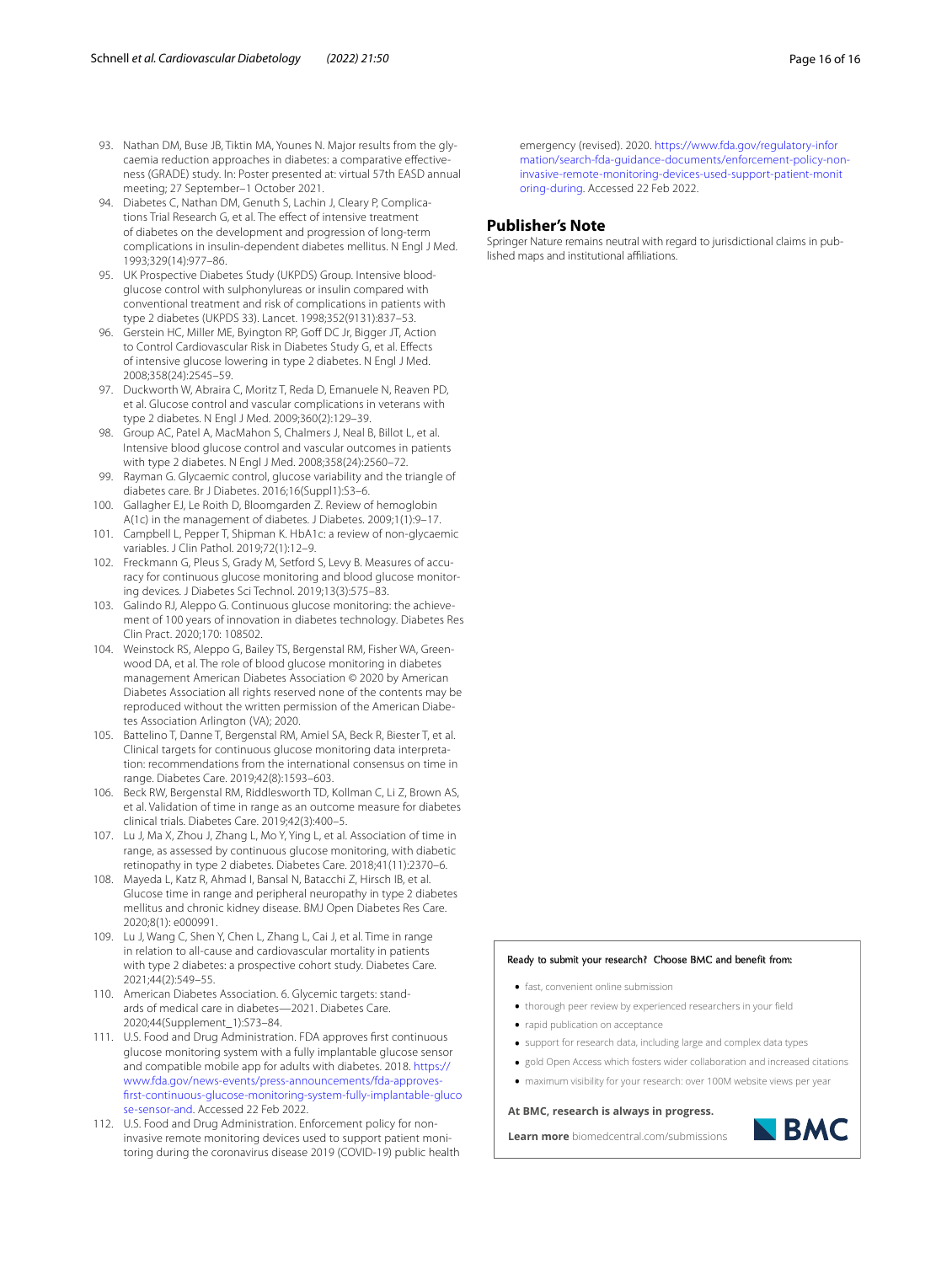93. Nathan DM, Buse JB, Tiktin MA, Younes N. Major results from the glycaemia reduction approaches in diabetes: a comparative effectiveness (GRADE) study. In: Poster presented at: virtual 57th EASD annual meeting; 27 September–1 October 2021.
94. Diabetes C, Nathan DM, Genuth S, Lachin J, Cleary P, Complications Trial Research G, et al. The effect of intensive treatment of diabetes on the development and progression of long-term complications in insulin-dependent diabetes mellitus. N Engl J Med. 1993;329(14):977–86.
95. UK Prospective Diabetes Study (UKPDS) Group. Intensive blood-glucose control with sulphonylureas or insulin compared with conventional treatment and risk of complications in patients with type 2 diabetes (UKPDS 33). Lancet. 1998;352(9131):837–53.
96. Gerstein HC, Miller ME, Byington RP, Goff DC Jr, Bigger JT, Action to Control Cardiovascular Risk in Diabetes Study G, et al. Effects of intensive glucose lowering in type 2 diabetes. N Engl J Med. 2008;358(24):2545–59.
97. Duckworth W, Abraira C, Moritz T, Reda D, Emanuele N, Reaven PD, et al. Glucose control and vascular complications in veterans with type 2 diabetes. N Engl J Med. 2009;360(2):129–39.
98. Group AC, Patel A, MacMahon S, Chalmers J, Neal B, Billot L, et al. Intensive blood glucose control and vascular outcomes in patients with type 2 diabetes. N Engl J Med. 2008;358(24):2560–72.
99. Rayman G. Glycaemic control, glucose variability and the triangle of diabetes care. Br J Diabetes. 2016;16(Suppl1):S3–6.
100. Gallagher EJ, Le Roith D, Bloomgarden Z. Review of hemoglobin A(1c) in the management of diabetes. J Diabetes. 2009;1(1):9–17.
101. Campbell L, Pepper T, Shipman K. HbA1c: a review of non-glycaemic variables. J Clin Pathol. 2019;72(1):12–9.
102. Freckmann G, Pleus S, Grady M, Setford S, Levy B. Measures of accuracy for continuous glucose monitoring and blood glucose monitoring devices. J Diabetes Sci Technol. 2019;13(3):575–83.
103. Galindo RJ, Aleppo G. Continuous glucose monitoring: the achievement of 100 years of innovation in diabetes technology. Diabetes Res Clin Pract. 2020;170: 108502.
104. Weinstock RS, Aleppo G, Bailey TS, Bergenstal RM, Fisher WA, Greenwood DA, et al. The role of blood glucose monitoring in diabetes management American Diabetes Association © 2020 by American Diabetes Association all rights reserved none of the contents may be reproduced without the written permission of the American Diabetes Association Arlington (VA); 2020.
105. Battelino T, Danne T, Bergenstal RM, Amiel SA, Beck R, Biester T, et al. Clinical targets for continuous glucose monitoring data interpretation: recommendations from the international consensus on time in range. Diabetes Care. 2019;42(8):1593–603.
106. Beck RW, Bergenstal RM, Riddlesworth TD, Kollman C, Li Z, Brown AS, et al. Validation of time in range as an outcome measure for diabetes clinical trials. Diabetes Care. 2019;42(3):400–5.
107. Lu J, Ma X, Zhou J, Zhang L, Mo Y, Ying L, et al. Association of time in range, as assessed by continuous glucose monitoring, with diabetic retinopathy in type 2 diabetes. Diabetes Care. 2018;41(11):2370–6.
108. Mayeda L, Katz R, Ahmad I, Bansal N, Batacchi Z, Hirsch IB, et al. Glucose time in range and peripheral neuropathy in type 2 diabetes mellitus and chronic kidney disease. BMJ Open Diabetes Res Care. 2020;8(1): e000991.
109. Lu J, Wang C, Shen Y, Chen L, Zhang L, Cai J, et al. Time in range in relation to all-cause and cardiovascular mortality in patients with type 2 diabetes: a prospective cohort study. Diabetes Care. 2021;44(2):549–55.
110. American Diabetes Association. 6. Glycemic targets: standards of medical care in diabetes—2021. Diabetes Care. 2020;44(Supplement_1):S73–84.
111. U.S. Food and Drug Administration. FDA approves first continuous glucose monitoring system with a fully implantable glucose sensor and compatible mobile app for adults with diabetes. 2018. https://www.fda.gov/news-events/press-announcements/fda-approves-first-continuous-glucose-monitoring-system-fully-implantable-glucose-sensor-and. Accessed 22 Feb 2022.
112. U.S. Food and Drug Administration. Enforcement policy for non-invasive remote monitoring devices used to support patient monitoring during the coronavirus disease 2019 (COVID-19) public health emergency (revised). 2020. https://www.fda.gov/regulatory-information/search-fda-guidance-documents/enforcement-policy-non-invasive-remote-monitoring-devices-used-support-patient-monitoring-during. Accessed 22 Feb 2022.

## Publisher's Note

Springer Nature remains neutral with regard to jurisdictional claims in published maps and institutional affiliations.

Ready to submit your research? Choose BMC and benefit from:

- fast, convenient online submission
- thorough peer review by experienced researchers in your field
- rapid publication on acceptance
- support for research data, including large and complex data types
- gold Open Access which fosters wider collaboration and increased citations
- maximum visibility for your research: over 100M website views per year

**At BMC, research is always in progress.**

**Learn more** biomedcentral.com/submissions